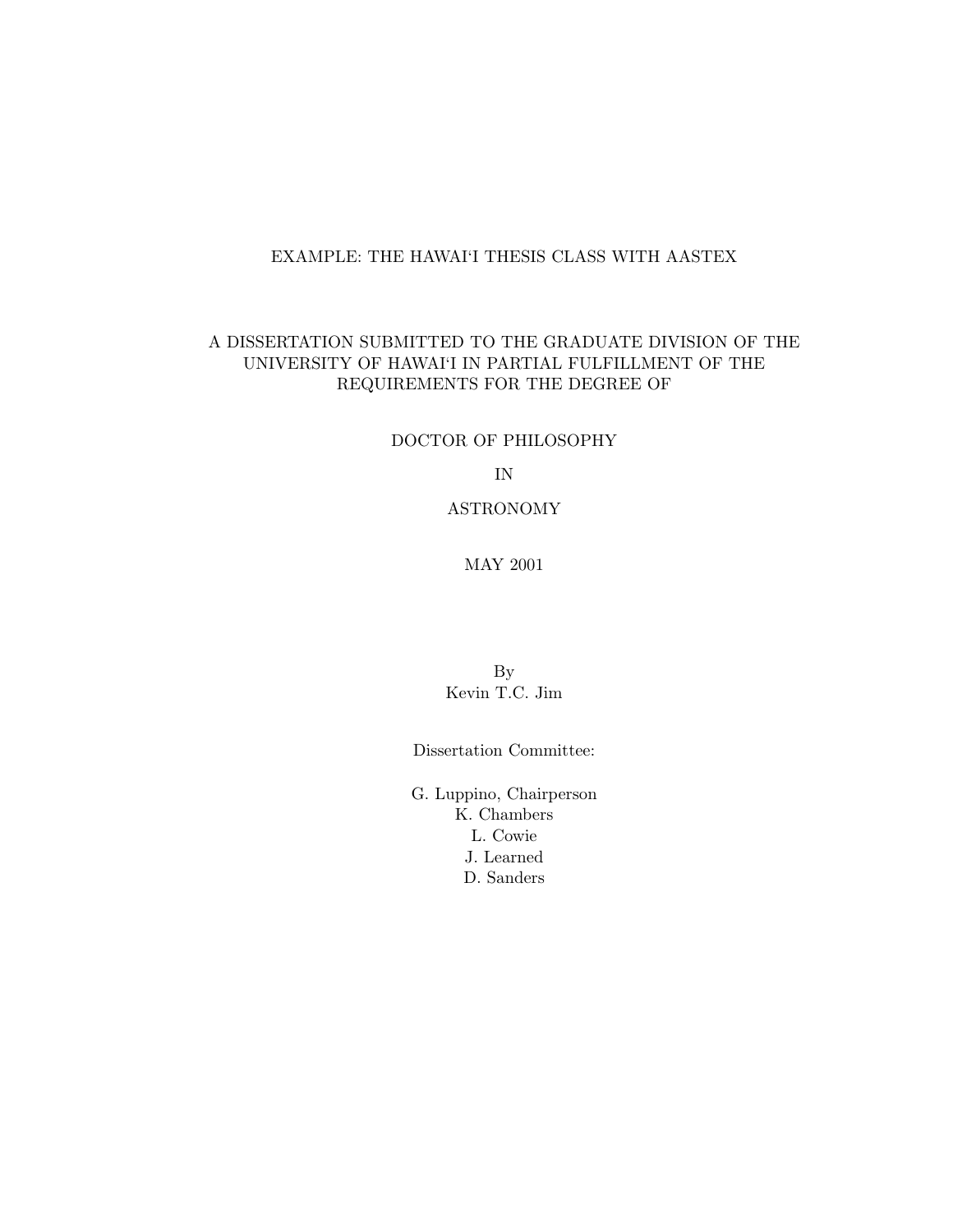EXAMPLE: THE HAWAIʻI THESIS CLASS WITH AASTEX

A DISSERTATION SUBMITTED TO THE GRADUATE DIVISION OF THE UNIVERSITY OF HAWAIʻI IN PARTIAL FULFILLMENT OF THE REQUIREMENTS FOR THE DEGREE OF

DOCTOR OF PHILOSOPHY

IN

ASTRONOMY

MAY 2001

By
Kevin T.C. Jim

Dissertation Committee:

G. Luppino, Chairperson
K. Chambers
L. Cowie
J. Learned
D. Sanders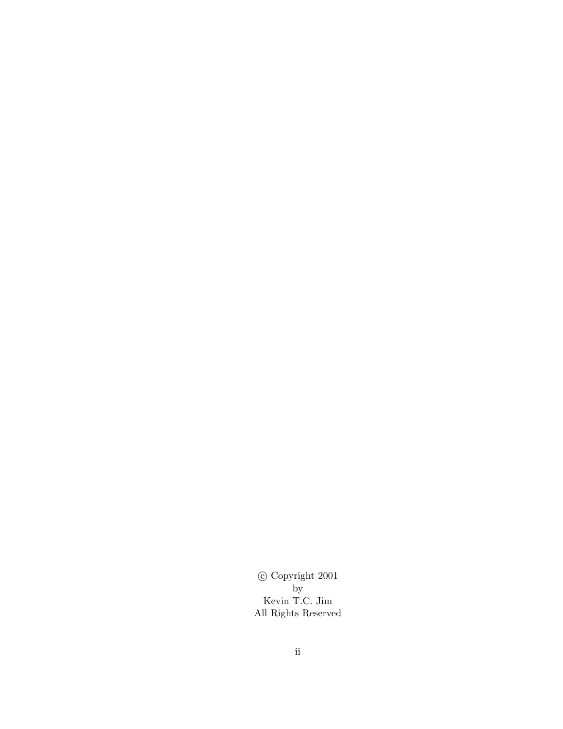© Copyright 2001
by
Kevin T.C. Jim
All Rights Reserved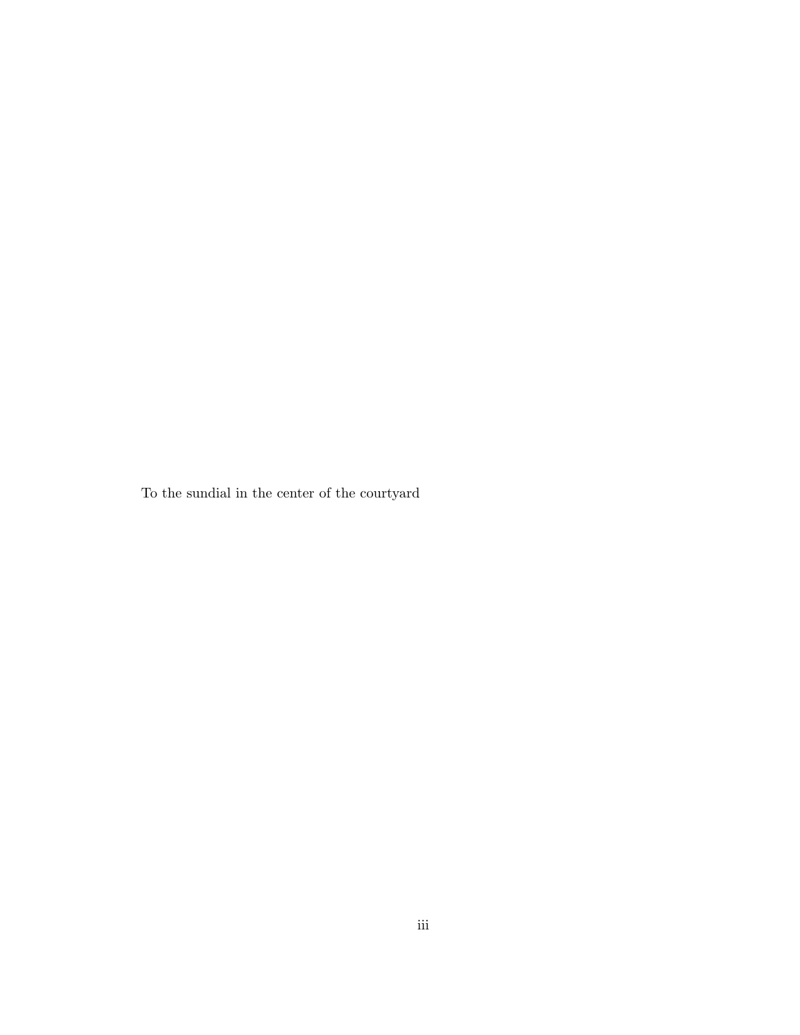To the sundial in the center of the courtyard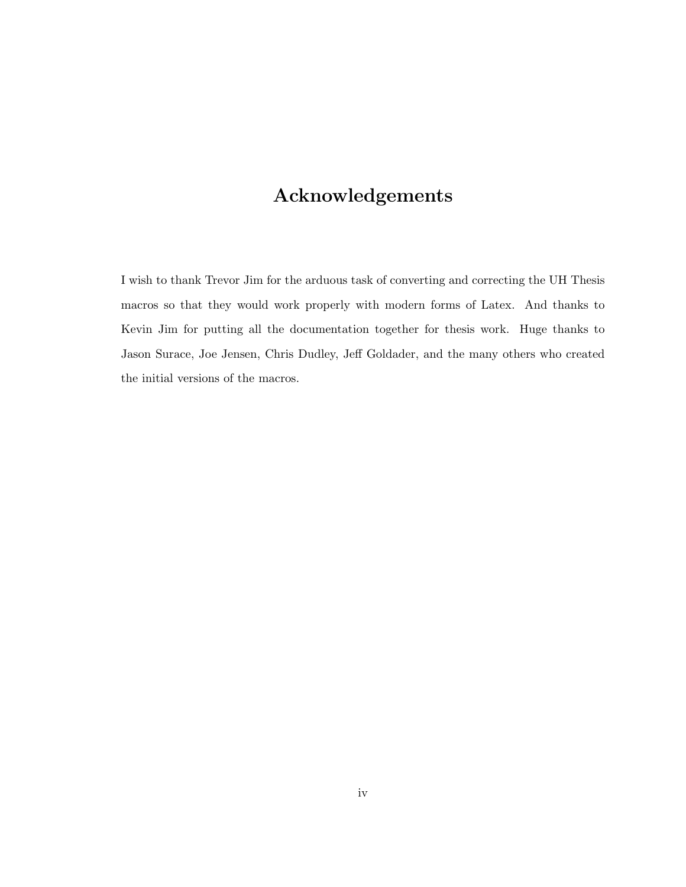# Acknowledgements

I wish to thank Trevor Jim for the arduous task of converting and correcting the UH Thesis macros so that they would work properly with modern forms of Latex. And thanks to Kevin Jim for putting all the documentation together for thesis work. Huge thanks to Jason Surace, Joe Jensen, Chris Dudley, Jeff Goldader, and the many others who created the initial versions of the macros.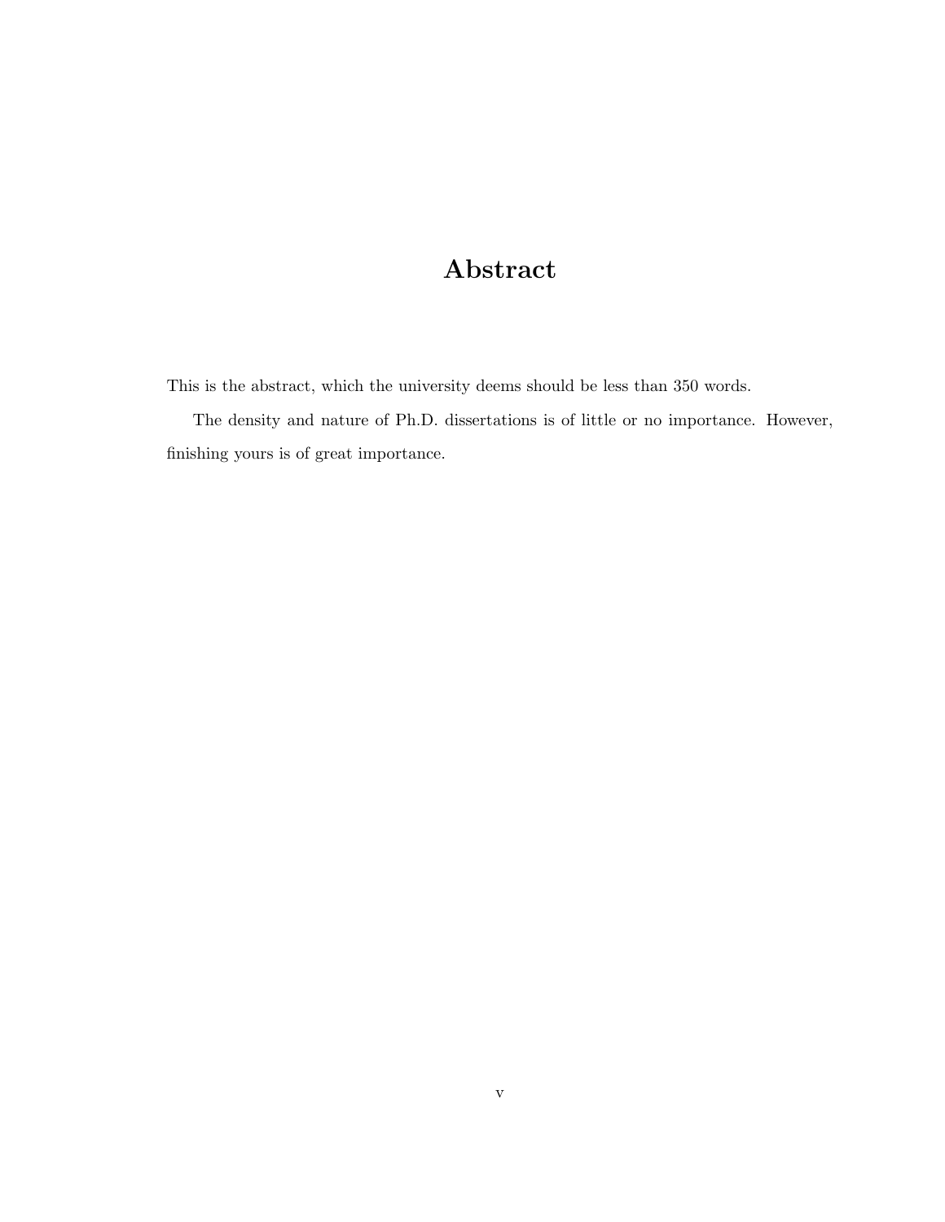# Abstract

This is the abstract, which the university deems should be less than 350 words.

The density and nature of Ph.D. dissertations is of little or no importance. However, finishing yours is of great importance.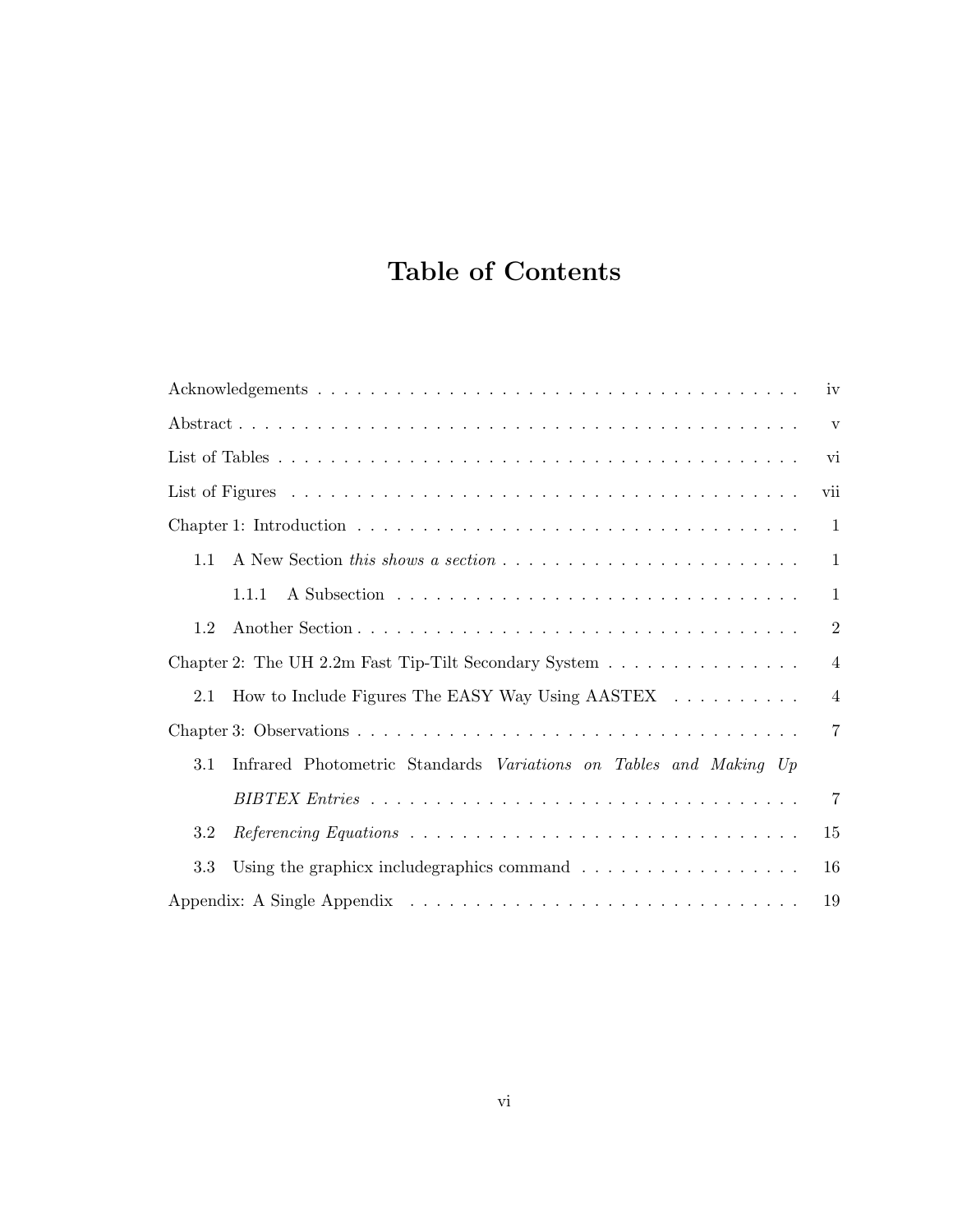# Table of Contents

Acknowledgements . . . . . . . . . . . . . . . . . . . . . . . . . . . . . . . . . . . . . . . iv

Abstract . . . . . . . . . . . . . . . . . . . . . . . . . . . . . . . . . . . . . . . . . . . . v

List of Tables . . . . . . . . . . . . . . . . . . . . . . . . . . . . . . . . . . . . . . . . vi

List of Figures . . . . . . . . . . . . . . . . . . . . . . . . . . . . . . . . . . . . . . . vii

Chapter 1: Introduction . . . . . . . . . . . . . . . . . . . . . . . . . . . . . . . . . . 1

- 1.1 A New Section *this shows a section* . . . . . . . . . . . . . . . . . . . . . . 1
  - 1.1.1 A Subsection . . . . . . . . . . . . . . . . . . . . . . . . . . . . . . 1
- 1.2 Another Section . . . . . . . . . . . . . . . . . . . . . . . . . . . . . . . . 2

Chapter 2: The UH 2.2m Fast Tip-Tilt Secondary System . . . . . . . . . . . . . . . 4

- 2.1 How to Include Figures The EASY Way Using AASTEX . . . . . . . . . . . 4

Chapter 3: Observations . . . . . . . . . . . . . . . . . . . . . . . . . . . . . . . . . 7

- 3.1 Infrared Photometric Standards *Variations on Tables and Making Up BIBTEX Entries* . . . . . . . . . . . . . . . . . . . . . . . . . . . . . . . . . 7
- 3.2 *Referencing Equations* . . . . . . . . . . . . . . . . . . . . . . . . . . . . . 15
- 3.3 Using the graphicx includegraphics command . . . . . . . . . . . . . . . . . 16

Appendix: A Single Appendix . . . . . . . . . . . . . . . . . . . . . . . . . . . . . . 19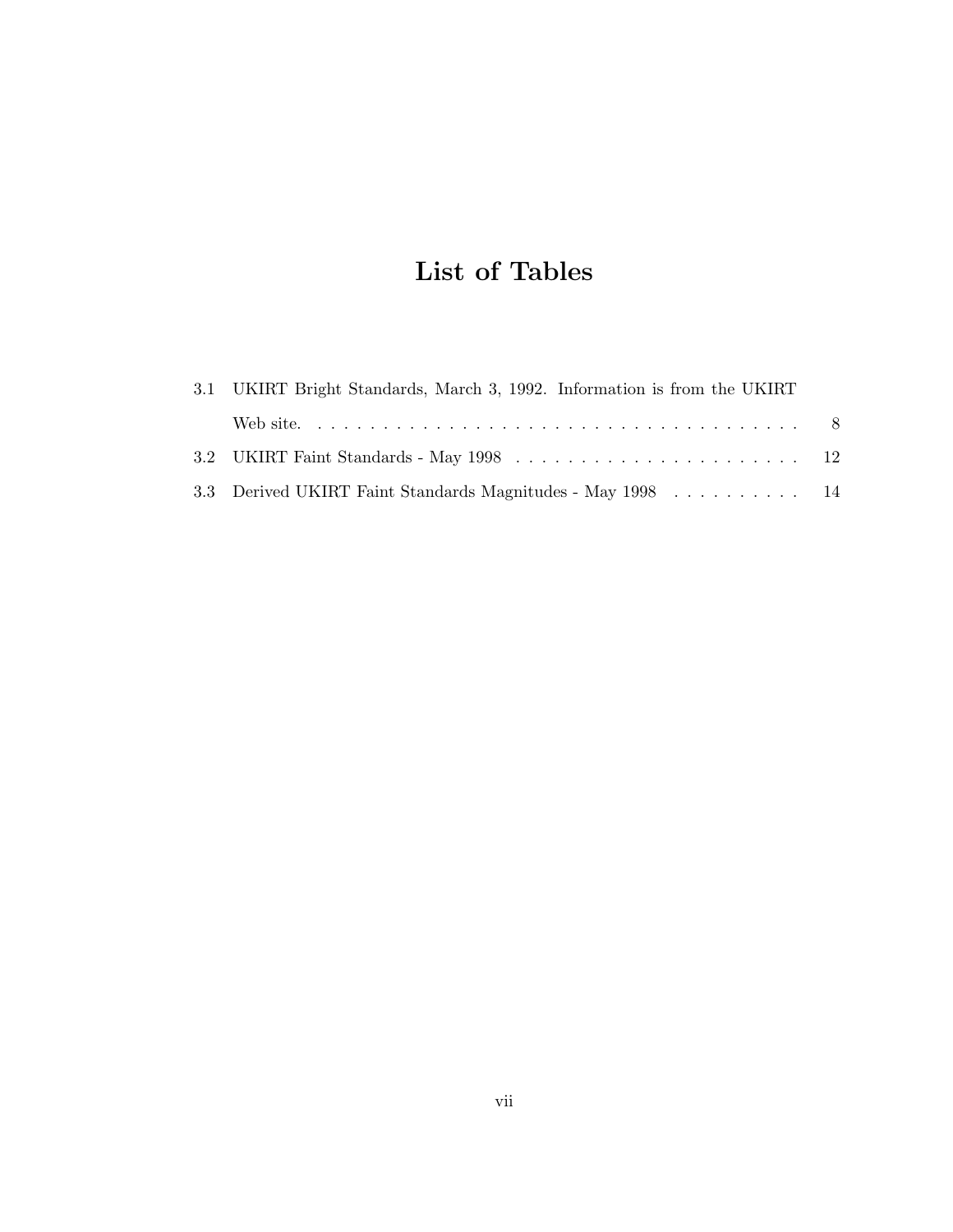# List of Tables

3.1 UKIRT Bright Standards, March 3, 1992. Information is from the UKIRT Web site. . . . . . . . . . . . . . . . . . . . . . . . . . . . . . . . . . . . . . 8

3.2 UKIRT Faint Standards - May 1998 . . . . . . . . . . . . . . . . . . . . . . 12

3.3 Derived UKIRT Faint Standards Magnitudes - May 1998 . . . . . . . . . . 14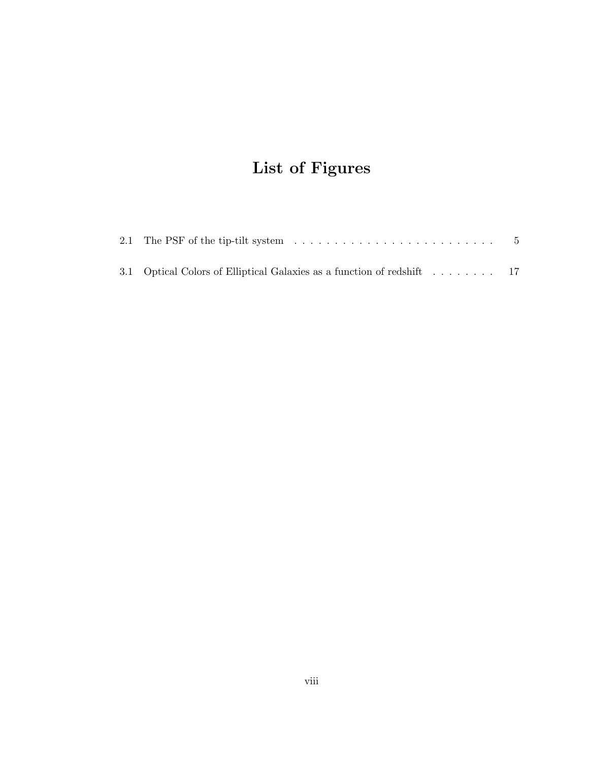# List of Figures

2.1 The PSF of the tip-tilt system . . . . . . . . . . . . . . . . . . . . . . . . . 5

3.1 Optical Colors of Elliptical Galaxies as a function of redshift . . . . . . . . 17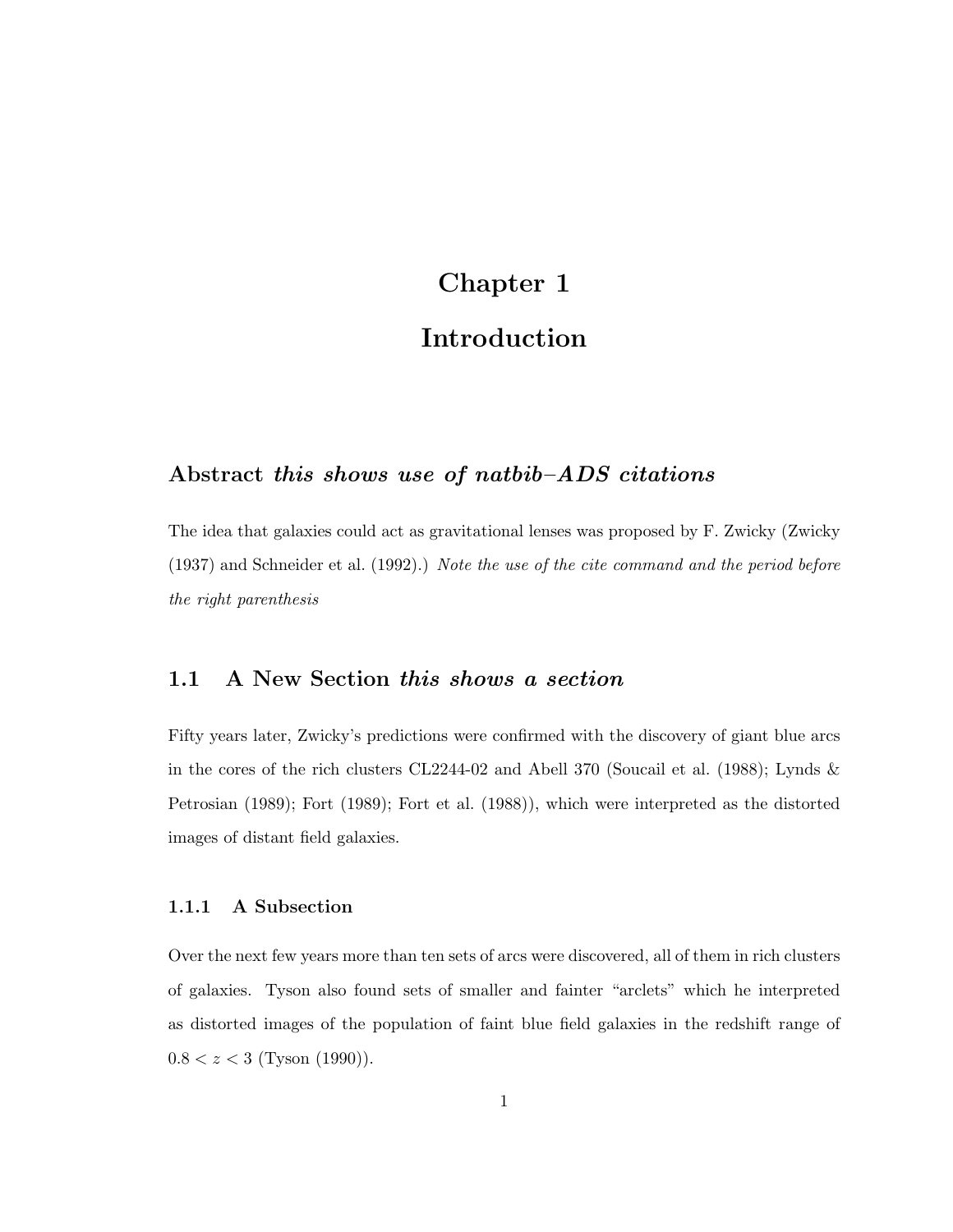# Chapter 1

# Introduction

## Abstract *this shows use of natbib–ADS citations*

The idea that galaxies could act as gravitational lenses was proposed by F. Zwicky (Zwicky (1937) and Schneider et al. (1992).) *Note the use of the cite command and the period before the right parenthesis*

## 1.1 A New Section *this shows a section*

Fifty years later, Zwicky's predictions were confirmed with the discovery of giant blue arcs in the cores of the rich clusters CL2244-02 and Abell 370 (Soucail et al. (1988); Lynds & Petrosian (1989); Fort (1989); Fort et al. (1988)), which were interpreted as the distorted images of distant field galaxies.

### 1.1.1 A Subsection

Over the next few years more than ten sets of arcs were discovered, all of them in rich clusters of galaxies. Tyson also found sets of smaller and fainter "arclets" which he interpreted as distorted images of the population of faint blue field galaxies in the redshift range of $0.8 < z < 3$ (Tyson (1990)).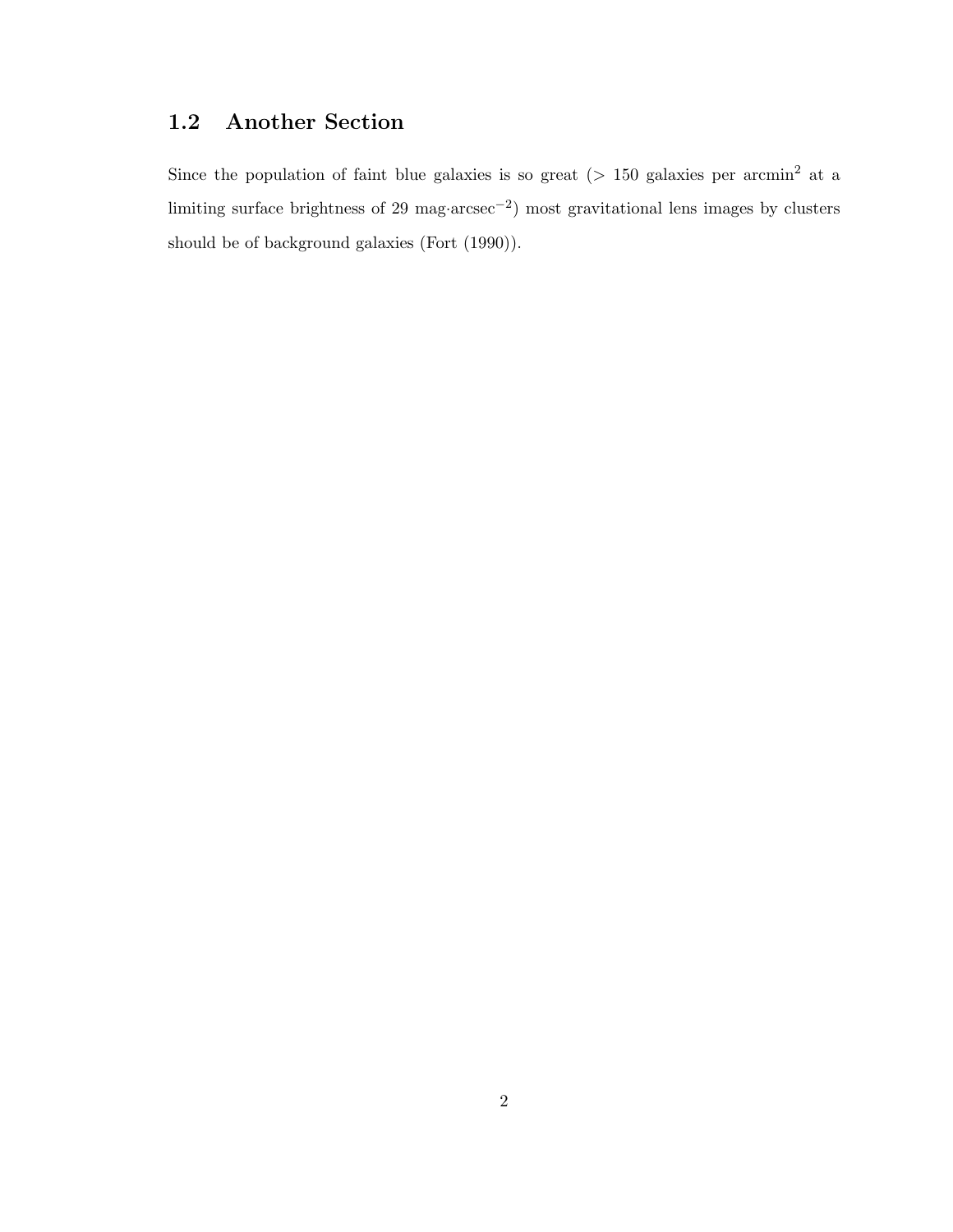## 1.2 Another Section

Since the population of faint blue galaxies is so great ($>150$ galaxies per arcmin$^2$ at a limiting surface brightness of 29 mag$\cdot$arcsec$^{-2}$) most gravitational lens images by clusters should be of background galaxies (Fort (1990)).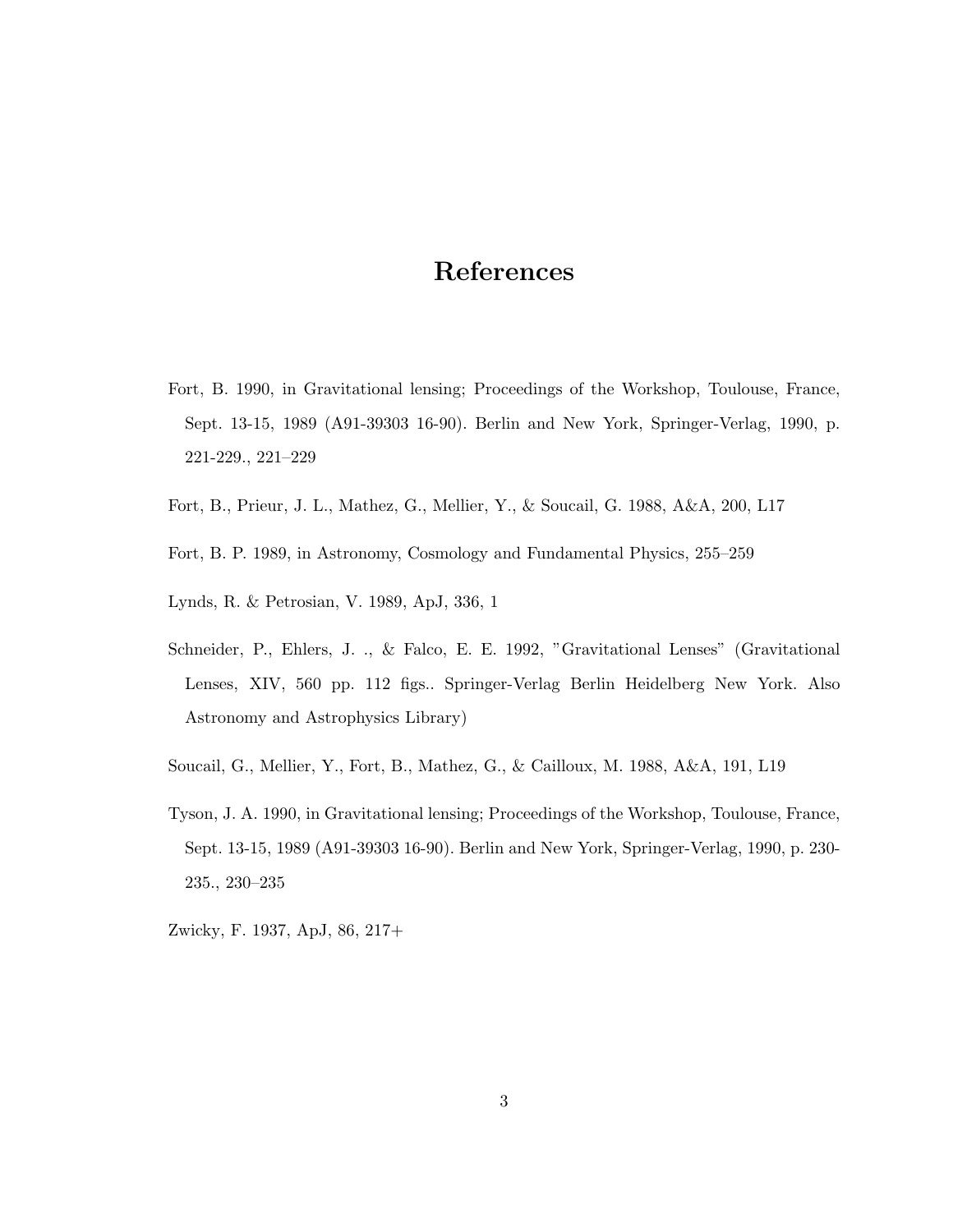# References

Fort, B. 1990, in Gravitational lensing; Proceedings of the Workshop, Toulouse, France, Sept. 13-15, 1989 (A91-39303 16-90). Berlin and New York, Springer-Verlag, 1990, p. 221-229., 221–229

Fort, B., Prieur, J. L., Mathez, G., Mellier, Y., & Soucail, G. 1988, A&A, 200, L17

Fort, B. P. 1989, in Astronomy, Cosmology and Fundamental Physics, 255–259

Lynds, R. & Petrosian, V. 1989, ApJ, 336, 1

Schneider, P., Ehlers, J. ., & Falco, E. E. 1992, "Gravitational Lenses" (Gravitational Lenses, XIV, 560 pp. 112 figs.. Springer-Verlag Berlin Heidelberg New York. Also Astronomy and Astrophysics Library)

Soucail, G., Mellier, Y., Fort, B., Mathez, G., & Cailloux, M. 1988, A&A, 191, L19

Tyson, J. A. 1990, in Gravitational lensing; Proceedings of the Workshop, Toulouse, France, Sept. 13-15, 1989 (A91-39303 16-90). Berlin and New York, Springer-Verlag, 1990, p. 230-235., 230–235

Zwicky, F. 1937, ApJ, 86, 217+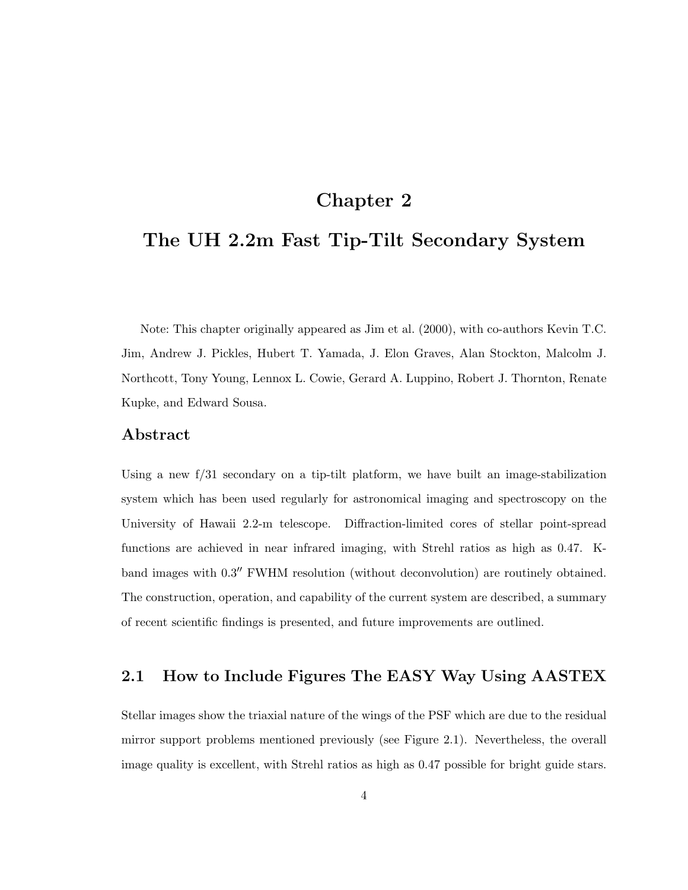# Chapter 2

# The UH 2.2m Fast Tip-Tilt Secondary System

Note: This chapter originally appeared as Jim et al. (2000), with co-authors Kevin T.C. Jim, Andrew J. Pickles, Hubert T. Yamada, J. Elon Graves, Alan Stockton, Malcolm J. Northcott, Tony Young, Lennox L. Cowie, Gerard A. Luppino, Robert J. Thornton, Renate Kupke, and Edward Sousa.

## Abstract

Using a new f/31 secondary on a tip-tilt platform, we have built an image-stabilization system which has been used regularly for astronomical imaging and spectroscopy on the University of Hawaii 2.2-m telescope. Diffraction-limited cores of stellar point-spread functions are achieved in near infrared imaging, with Strehl ratios as high as 0.47. K-band images with $0.3''$ FWHM resolution (without deconvolution) are routinely obtained. The construction, operation, and capability of the current system are described, a summary of recent scientific findings is presented, and future improvements are outlined.

## 2.1 How to Include Figures The EASY Way Using AASTEX

Stellar images show the triaxial nature of the wings of the PSF which are due to the residual mirror support problems mentioned previously (see Figure 2.1). Nevertheless, the overall image quality is excellent, with Strehl ratios as high as 0.47 possible for bright guide stars.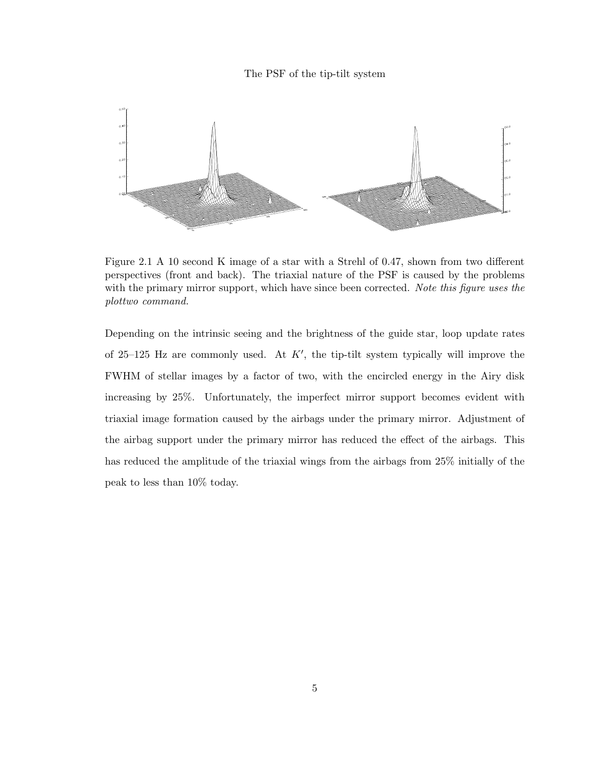Figure 2.1 A 10 second K image of a star with a Strehl of 0.47, shown from two different perspectives (front and back). The triaxial nature of the PSF is caused by the problems with the primary mirror support, which have since been corrected. *Note this figure uses the plottwo command.*

Depending on the intrinsic seeing and the brightness of the guide star, loop update rates of 25–125 Hz are commonly used. At $K'$, the tip-tilt system typically will improve the FWHM of stellar images by a factor of two, with the encircled energy in the Airy disk increasing by 25%. Unfortunately, the imperfect mirror support becomes evident with triaxial image formation caused by the airbags under the primary mirror. Adjustment of the airbag support under the primary mirror has reduced the effect of the airbags. This has reduced the amplitude of the triaxial wings from the airbags from 25% initially of the peak to less than 10% today.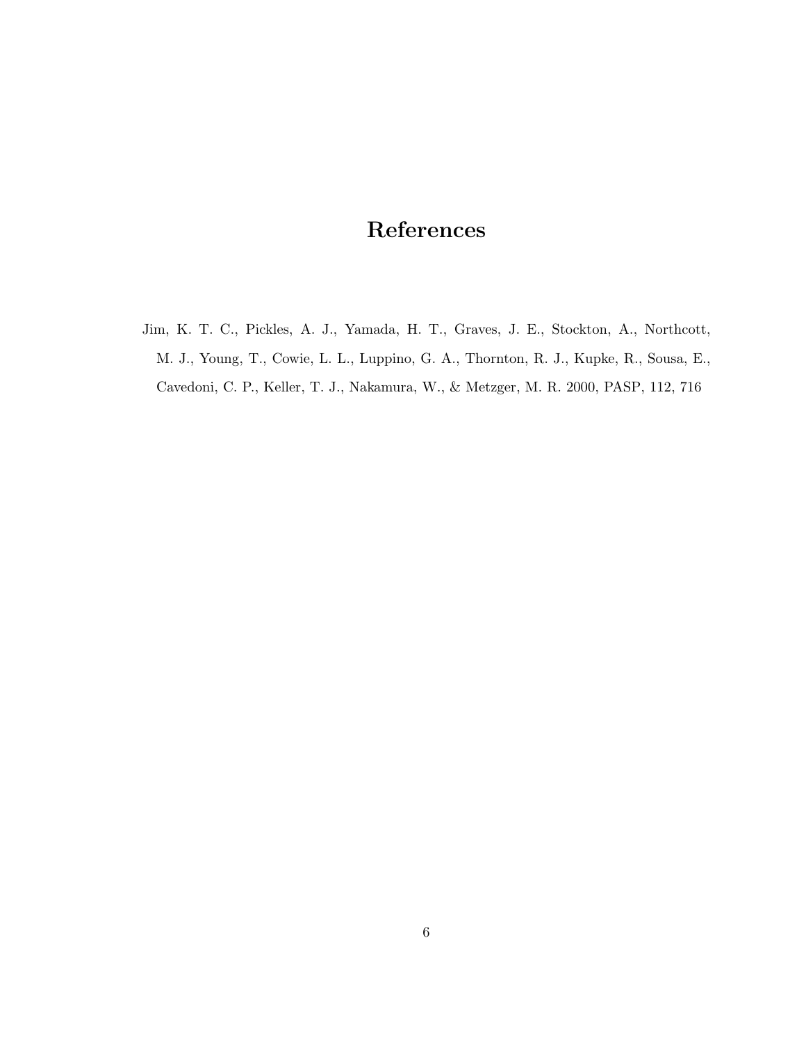# References

Jim, K. T. C., Pickles, A. J., Yamada, H. T., Graves, J. E., Stockton, A., Northcott, M. J., Young, T., Cowie, L. L., Luppino, G. A., Thornton, R. J., Kupke, R., Sousa, E., Cavedoni, C. P., Keller, T. J., Nakamura, W., & Metzger, M. R. 2000, PASP, 112, 716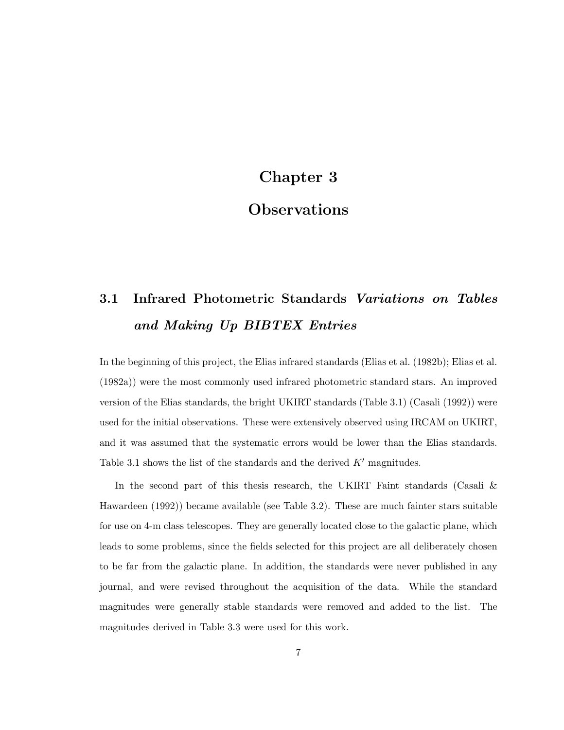# Chapter 3

# Observations

## 3.1 Infrared Photometric Standards *Variations on Tables and Making Up BIBTEX Entries*

In the beginning of this project, the Elias infrared standards (Elias et al. (1982b); Elias et al. (1982a)) were the most commonly used infrared photometric standard stars. An improved version of the Elias standards, the bright UKIRT standards (Table 3.1) (Casali (1992)) were used for the initial observations. These were extensively observed using IRCAM on UKIRT, and it was assumed that the systematic errors would be lower than the Elias standards. Table 3.1 shows the list of the standards and the derived $K'$ magnitudes.

In the second part of this thesis research, the UKIRT Faint standards (Casali & Hawardeen (1992)) became available (see Table 3.2). These are much fainter stars suitable for use on 4-m class telescopes. They are generally located close to the galactic plane, which leads to some problems, since the fields selected for this project are all deliberately chosen to be far from the galactic plane. In addition, the standards were never published in any journal, and were revised throughout the acquisition of the data. While the standard magnitudes were generally stable standards were removed and added to the list. The magnitudes derived in Table 3.3 were used for this work.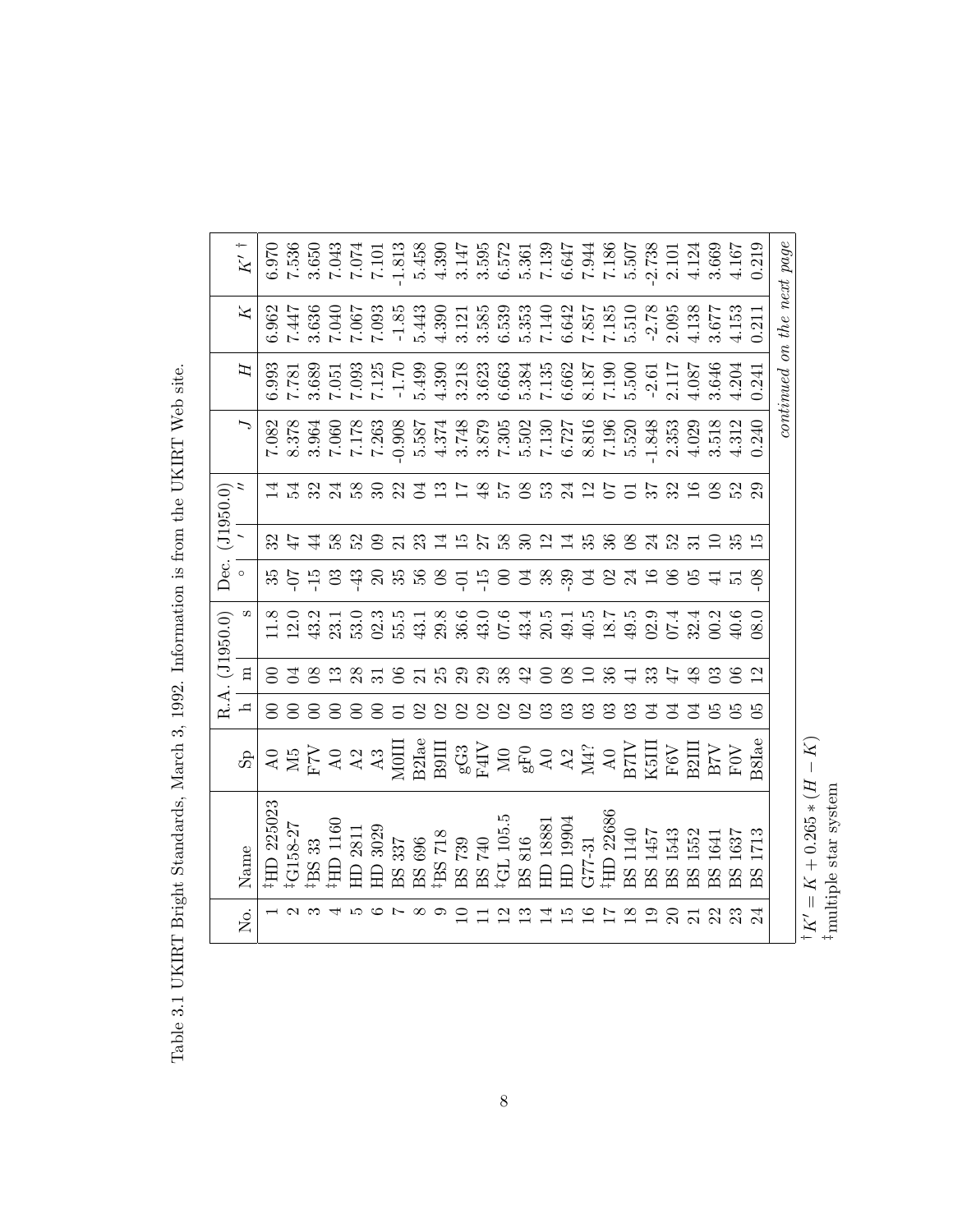Table 3.1 UKIRT Bright Standards, March 3, 1992. Information is from the UKIRT Web site.

| No. | Name | Sp | R.A. (J1950.0) | | | Dec. (J1950.0) | | | $J$ | $H$ | $K$ | $K'$ † |
|---|---|---|---|---|---|---|---|---|---|---|---|---|
| | | | h | m | s | ° | ′ | ″ | | | | |
| 1 | ‡HD 225023 | A0 | 00 | 00 | 11.8 | 35 | 32 | 14 | 7.082 | 6.993 | 6.962 | 6.970 |
| 2 | ‡G158-27 | M5 | 00 | 04 | 12.0 | -07 | 47 | 54 | 8.378 | 7.781 | 7.447 | 7.536 |
| 3 | ‡BS 33 | F7V | 00 | 08 | 43.2 | -15 | 44 | 32 | 3.964 | 3.689 | 3.636 | 3.650 |
| 4 | ‡HD 1160 | A0 | 00 | 13 | 23.1 | 03 | 58 | 24 | 7.060 | 7.051 | 7.040 | 7.043 |
| 5 | HD 2811 | A2 | 00 | 28 | 53.0 | -43 | 52 | 58 | 7.178 | 7.093 | 7.067 | 7.074 |
| 6 | HD 3029 | A3 | 00 | 31 | 02.3 | 20 | 09 | 30 | 7.263 | 7.125 | 7.093 | 7.101 |
| 7 | BS 337 | M0III | 01 | 06 | 55.5 | 35 | 21 | 22 | -0.908 | -1.70 | -1.85 | -1.813 |
| 8 | BS 696 | B2Iae | 02 | 21 | 43.1 | 56 | 23 | 04 | 5.587 | 5.499 | 5.443 | 5.458 |
| 9 | ‡BS 718 | B9III | 02 | 25 | 29.8 | 08 | 14 | 13 | 4.374 | 4.390 | 4.390 | 4.390 |
| 10 | BS 739 | gG3 | 02 | 29 | 36.6 | -01 | 15 | 17 | 3.748 | 3.218 | 3.121 | 3.147 |
| 11 | BS 740 | F4IV | 02 | 29 | 43.0 | -15 | 27 | 48 | 3.879 | 3.623 | 3.585 | 3.595 |
| 12 | ‡GL 105.5 | M0 | 02 | 38 | 07.6 | 00 | 58 | 57 | 7.305 | 6.663 | 6.539 | 6.572 |
| 13 | BS 816 | gF0 | 02 | 42 | 43.4 | 04 | 30 | 08 | 5.502 | 5.384 | 5.353 | 5.361 |
| 14 | HD 18881 | A0 | 03 | 00 | 20.5 | 38 | 12 | 53 | 7.130 | 7.135 | 7.140 | 7.139 |
| 15 | HD 19904 | A2 | 03 | 08 | 49.1 | -39 | 14 | 24 | 6.727 | 6.662 | 6.642 | 6.647 |
| 16 | G77-31 | M4? | 03 | 10 | 40.5 | 04 | 35 | 12 | 8.816 | 8.187 | 7.857 | 7.944 |
| 17 | ‡HD 22686 | A0 | 03 | 36 | 18.7 | 02 | 36 | 07 | 7.196 | 7.190 | 7.185 | 7.186 |
| 18 | BS 1140 | B7IV | 03 | 41 | 49.5 | 24 | 08 | 01 | 5.520 | 5.500 | 5.510 | 5.507 |
| 19 | BS 1457 | K5III | 04 | 33 | 02.9 | 16 | 24 | 37 | -1.848 | -2.61 | -2.78 | -2.738 |
| 20 | BS 1543 | F6V | 04 | 47 | 07.4 | 06 | 52 | 32 | 2.353 | 2.117 | 2.095 | 2.101 |
| 21 | BS 1552 | B2III | 04 | 48 | 32.4 | 05 | 31 | 16 | 4.029 | 4.087 | 4.138 | 4.124 |
| 22 | BS 1641 | B7V | 05 | 03 | 00.2 | 41 | 10 | 08 | 3.518 | 3.646 | 3.677 | 3.669 |
| 23 | BS 1637 | F0V | 05 | 06 | 40.6 | 51 | 35 | 52 | 4.312 | 4.204 | 4.153 | 4.167 |
| 24 | BS 1713 | B8Iae | 05 | 12 | 08.0 | -08 | 15 | 29 | 0.240 | 0.241 | 0.211 | 0.219 |

*continued on the next page*

† $K' = K + 0.265 * (H - K)$

‡ multiple star system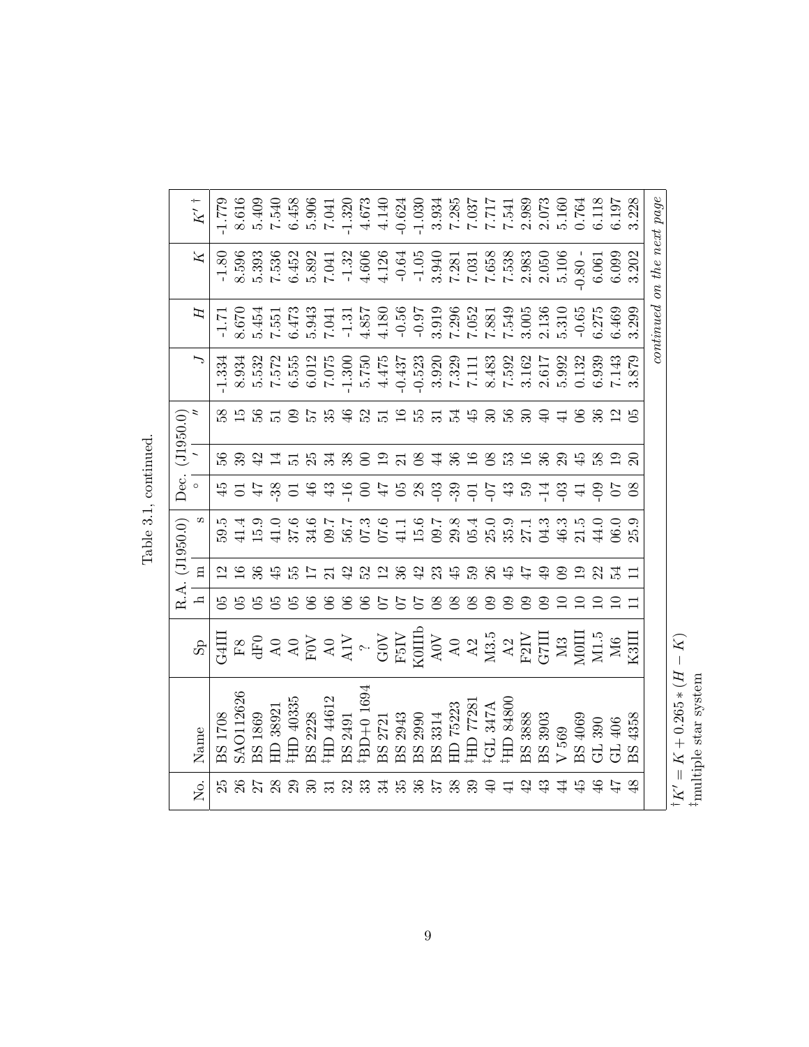Table 3.1, continued.

| No. | Name | Sp | R.A. (J1950.0) h | m | s | Dec. (J1950.0) ° | ′ | ″ | $J$ | $H$ | $K$ | $K'$ [†] |
|---|---|---|---|---|---|---|---|---|---|---|---|---|
| 25 | BS 1708 | G4III | 05 | 12 | 59.5 | 45 | 56 | 58 | -1.334 | -1.71 | -1.80 | -1.779 |
| 26 | SAO112626 | F8 | 05 | 16 | 41.4 | 01 | 39 | 15 | 8.934 | 8.670 | 8.596 | 8.616 |
| 27 | BS 1869 | dF0 | 05 | 36 | 15.9 | 47 | 42 | 56 | 5.532 | 5.454 | 5.393 | 5.409 |
| 28 | HD 38921 | A0 | 05 | 45 | 41.0 | -38 | 14 | 51 | 7.572 | 7.551 | 7.536 | 7.540 |
| 29 | [‡]HD 40335 | A0 | 05 | 55 | 37.6 | 01 | 51 | 09 | 6.555 | 6.473 | 6.452 | 6.458 |
| 30 | BS 2228 | F0V | 06 | 17 | 34.6 | 46 | 25 | 57 | 6.012 | 5.943 | 5.892 | 5.906 |
| 31 | [‡]HD 44612 | A0 | 06 | 21 | 09.7 | 43 | 34 | 35 | 7.075 | 7.041 | 7.041 | 7.041 |
| 32 | BS 2491 | A1V | 06 | 42 | 56.7 | -16 | 38 | 46 | -1.300 | -1.31 | -1.32 | -1.320 |
| 33 | [‡]BD+0 1694 | ? | 06 | 52 | 07.3 | 00 | 00 | 52 | 5.750 | 4.857 | 4.606 | 4.673 |
| 34 | BS 2721 | G0V | 07 | 12 | 07.6 | 47 | 19 | 51 | 4.475 | 4.180 | 4.126 | 4.140 |
| 35 | BS 2943 | F5IV | 07 | 36 | 41.1 | 05 | 21 | 16 | -0.437 | -0.56 | -0.64 | -0.624 |
| 36 | BS 2990 | K0IIIb | 07 | 42 | 15.6 | 28 | 08 | 55 | -0.523 | -0.97 | -1.05 | -1.030 |
| 37 | BS 3314 | A0V | 08 | 23 | 09.7 | -03 | 44 | 31 | 3.920 | 3.919 | 3.940 | 3.934 |
| 38 | HD 75223 | A0 | 08 | 45 | 29.8 | -39 | 36 | 54 | 7.329 | 7.296 | 7.281 | 7.285 |
| 39 | [‡]HD 77281 | A2 | 08 | 59 | 05.4 | -01 | 16 | 45 | 7.111 | 7.052 | 7.031 | 7.037 |
| 40 | [‡]GL 347A | M3.5 | 09 | 26 | 25.0 | -07 | 08 | 30 | 8.483 | 7.881 | 7.658 | 7.717 |
| 41 | [‡]HD 84800 | A2 | 09 | 45 | 35.9 | 43 | 53 | 56 | 7.592 | 7.549 | 7.538 | 7.541 |
| 42 | BS 3888 | F2IV | 09 | 47 | 27.1 | 59 | 16 | 30 | 3.162 | 3.005 | 2.983 | 2.989 |
| 43 | BS 3903 | G7III | 09 | 49 | 04.3 | -14 | 36 | 40 | 2.617 | 2.136 | 2.050 | 2.073 |
| 44 | V 569 | M3 | 10 | 09 | 46.3 | -03 | 29 | 41 | 5.992 | 5.310 | 5.106 | 5.160 |
| 45 | BS 4069 | M0III | 10 | 19 | 21.5 | 41 | 45 | 06 | 0.132 | -0.65 | -0.80 - | 0.764 |
| 46 | GL 390 | M1.5 | 10 | 22 | 44.0 | -09 | 58 | 36 | 6.939 | 6.275 | 6.061 | 6.118 |
| 47 | GL 406 | M6 | 10 | 54 | 06.0 | 07 | 19 | 12 | 7.143 | 6.469 | 6.099 | 6.197 |
| 48 | BS 4358 | K3III | 11 | 11 | 25.9 | 08 | 20 | 05 | 3.879 | 3.299 | 3.202 | 3.228 |

*continued on the next page*

[†]$K' = K + 0.265 * (H - K)$

[‡]multiple star system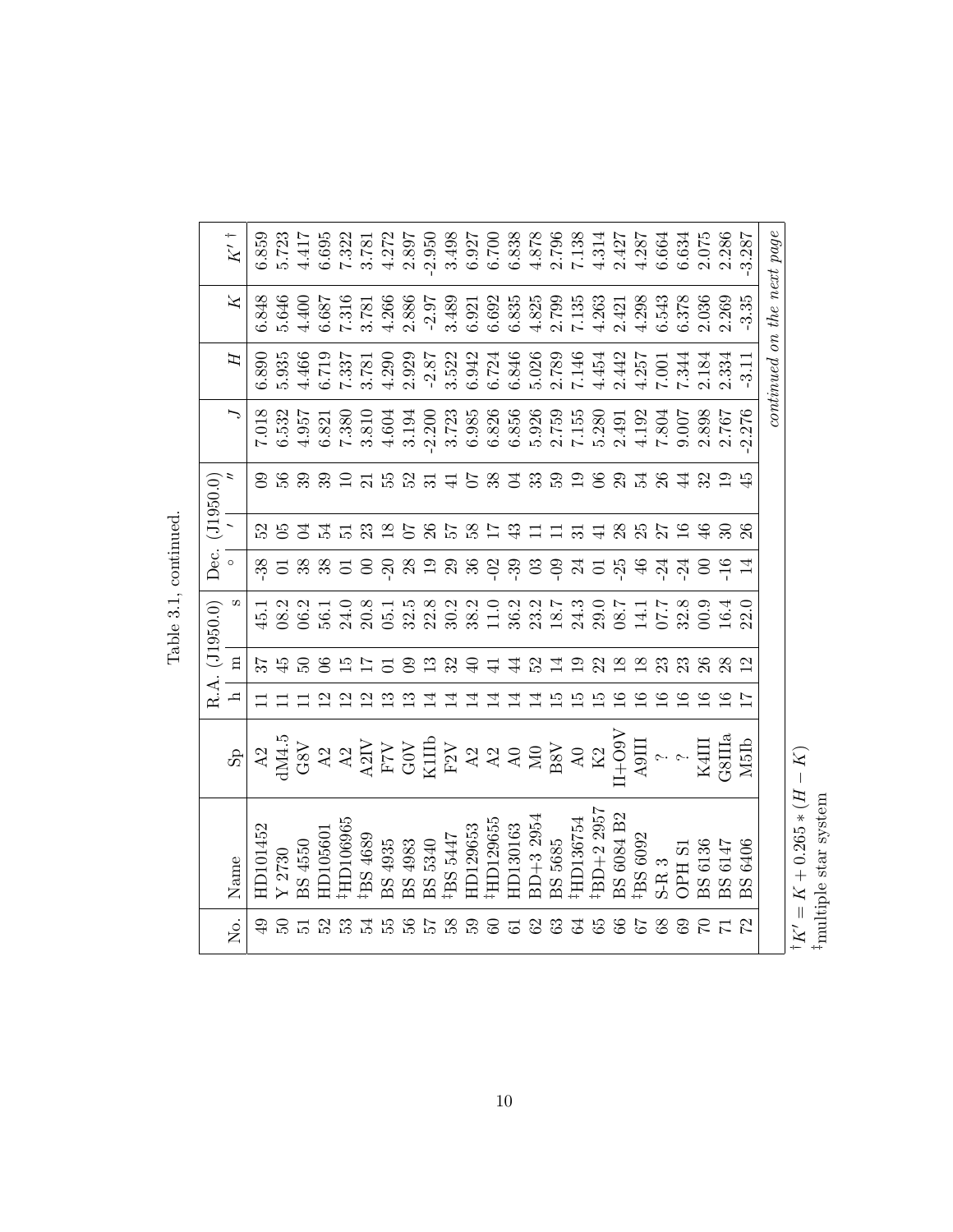Table 3.1, continued.

| No. | Name | Sp | R.A. (J1950.0) | | | Dec. (J1950.0) | | | $J$ | $H$ | $K$ | $K'$ [†] |
|---|---|---|---|---|---|---|---|---|---|---|---|---|
| | | | h | m | s | ° | ′ | ″ | | | | |
| 49 | HD101452 | A2 | 11 | 37 | 45.1 | -38 | 52 | 09 | 7.018 | 6.890 | 6.848 | 6.859 |
| 50 | Y 2730 | dM4.5 | 11 | 45 | 08.2 | 01 | 05 | 56 | 6.532 | 5.935 | 5.646 | 5.723 |
| 51 | BS 4550 | G8V | 11 | 50 | 06.2 | 38 | 04 | 39 | 4.957 | 4.466 | 4.400 | 4.417 |
| 52 | HD105601 | A2 | 12 | 06 | 56.1 | 38 | 54 | 39 | 6.821 | 6.719 | 6.687 | 6.695 |
| 53 | [‡]HD106965 | A2 | 12 | 15 | 24.0 | 01 | 51 | 10 | 7.380 | 7.337 | 7.316 | 7.322 |
| 54 | [‡]BS 4689 | A2IV | 12 | 17 | 20.8 | 00 | 23 | 21 | 3.810 | 3.781 | 3.781 | 3.781 |
| 55 | BS 4935 | F7V | 13 | 01 | 05.1 | -20 | 18 | 55 | 4.604 | 4.290 | 4.266 | 4.272 |
| 56 | BS 4983 | G0V | 13 | 09 | 32.5 | 28 | 07 | 52 | 3.194 | 2.929 | 2.886 | 2.897 |
| 57 | BS 5340 | K1IIIb | 14 | 13 | 22.8 | 19 | 26 | 31 | -2.200 | -2.87 | -2.97 | -2.950 |
| 58 | [‡]BS 5447 | F2V | 14 | 32 | 30.2 | 29 | 57 | 41 | 3.723 | 3.522 | 3.489 | 3.498 |
| 59 | HD129653 | A2 | 14 | 40 | 38.2 | 36 | 58 | 07 | 6.985 | 6.942 | 6.921 | 6.927 |
| 60 | [‡]HD129655 | A2 | 14 | 41 | 11.0 | -02 | 17 | 38 | 6.826 | 6.724 | 6.692 | 6.700 |
| 61 | HD130163 | A0 | 14 | 44 | 36.2 | -39 | 43 | 04 | 6.856 | 6.846 | 6.835 | 6.838 |
| 62 | BD+3 2954 | M0 | 14 | 52 | 23.2 | 03 | 11 | 33 | 5.926 | 5.026 | 4.825 | 4.878 |
| 63 | BS 5685 | B8V | 15 | 14 | 18.7 | -09 | 11 | 59 | 2.759 | 2.789 | 2.799 | 2.796 |
| 64 | [‡]HD136754 | A0 | 15 | 19 | 24.3 | 24 | 31 | 19 | 7.155 | 7.146 | 7.135 | 7.138 |
| 65 | [‡]BD+2 2957 | K2 | 15 | 22 | 29.0 | 01 | 41 | 06 | 5.280 | 4.454 | 4.263 | 4.314 |
| 66 | BS 6084 B2 | II+O9V | 16 | 18 | 08.7 | -25 | 28 | 29 | 2.491 | 2.442 | 2.421 | 2.427 |
| 67 | [‡]BS 6092 | A9III | 16 | 18 | 14.1 | 46 | 25 | 54 | 4.192 | 4.257 | 4.298 | 4.287 |
| 68 | S-R 3 | ? | 16 | 23 | 07.7 | -24 | 27 | 26 | 7.804 | 7.001 | 6.543 | 6.664 |
| 69 | OPH S1 | ? | 16 | 23 | 32.8 | -24 | 16 | 44 | 9.007 | 7.344 | 6.378 | 6.634 |
| 70 | BS 6136 | K4III | 16 | 26 | 00.9 | 00 | 46 | 32 | 2.898 | 2.184 | 2.036 | 2.075 |
| 71 | BS 6147 | G8IIIa | 16 | 28 | 16.4 | -16 | 30 | 19 | 2.767 | 2.334 | 2.269 | 2.286 |
| 72 | BS 6406 | M5Ib | 17 | 12 | 22.0 | 14 | 26 | 45 | -2.276 | -3.11 | -3.35 | -3.287 |

*continued on the next page*

[†] $K' = K + 0.265 * (H - K)$
[‡] multiple star system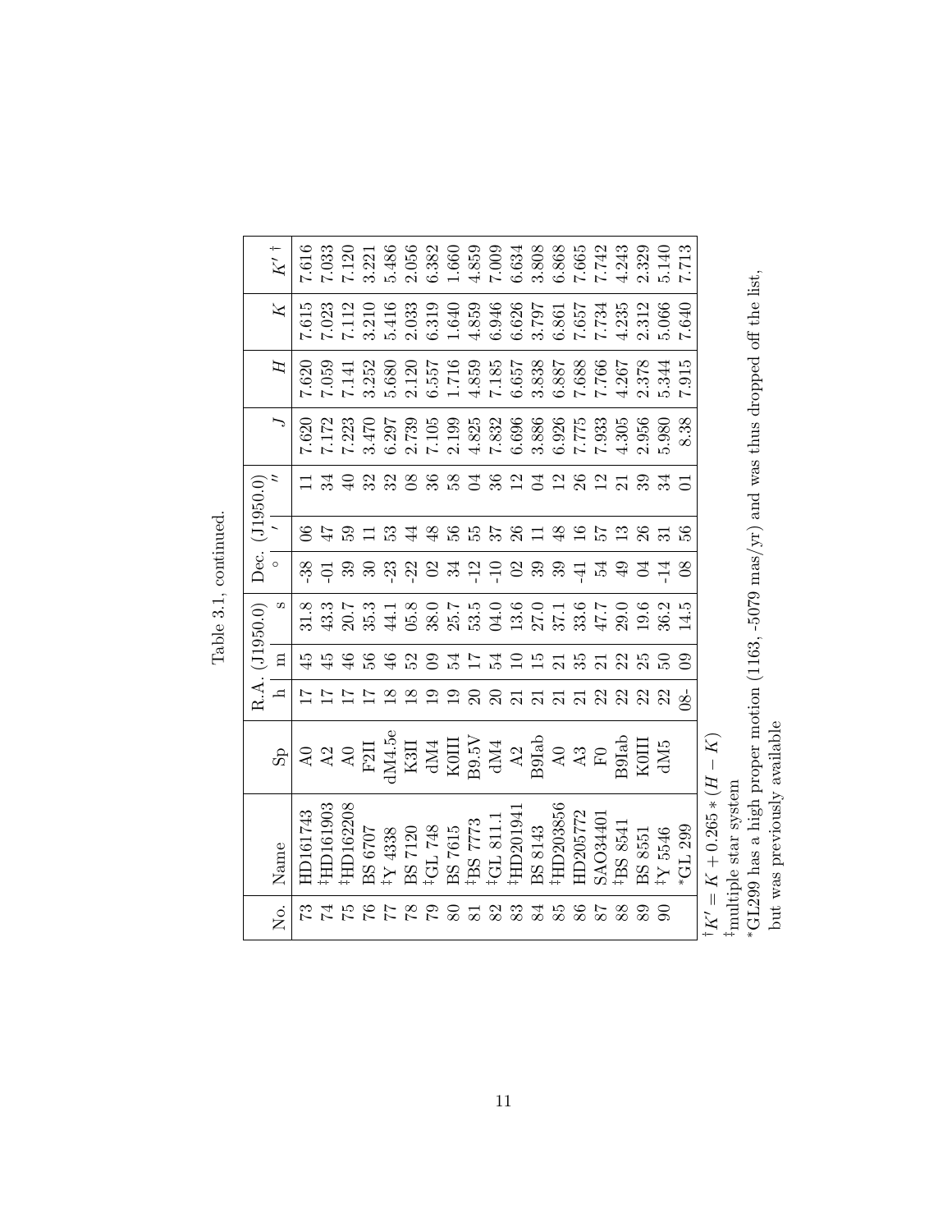Table 3.1, continued.

| No. | Name | Sp | R.A. (J1950.0) | | | Dec. (J1950.0) | | | $J$ | $H$ | $K$ | $K'$ [†] |
|---|---|---|---|---|---|---|---|---|---|---|---|---|
| | | | h | m | s | ° | ′ | ″ | | | | |
| 73 | HD161743 | A0 | 17 | 45 | 31.8 | -38 | 06 | 11 | 7.620 | 7.620 | 7.615 | 7.616 |
| 74 | [‡]HD161903 | A2 | 17 | 45 | 43.3 | -01 | 47 | 34 | 7.172 | 7.059 | 7.023 | 7.033 |
| 75 | [‡]HD162208 | A0 | 17 | 46 | 20.7 | 39 | 59 | 40 | 7.223 | 7.141 | 7.112 | 7.120 |
| 76 | BS 6707 | F2II | 17 | 56 | 35.3 | 30 | 11 | 32 | 3.470 | 3.252 | 3.210 | 3.221 |
| 77 | [‡]Y 4338 | dM4.5e | 18 | 46 | 44.1 | -23 | 53 | 32 | 6.297 | 5.680 | 5.416 | 5.486 |
| 78 | BS 7120 | K3II | 18 | 52 | 05.8 | -22 | 44 | 08 | 2.739 | 2.120 | 2.033 | 2.056 |
| 79 | [‡]GL 748 | dM4 | 19 | 09 | 38.0 | 02 | 48 | 36 | 7.105 | 6.557 | 6.319 | 6.382 |
| 80 | BS 7615 | K0III | 19 | 54 | 25.7 | 34 | 56 | 58 | 2.199 | 1.716 | 1.640 | 1.660 |
| 81 | [‡]BS 7773 | B9.5V | 20 | 17 | 53.5 | -12 | 55 | 04 | 4.825 | 4.859 | 4.859 | 4.859 |
| 82 | [‡]GL 811.1 | dM4 | 20 | 54 | 04.0 | -10 | 37 | 36 | 7.832 | 7.185 | 6.946 | 7.009 |
| 83 | [‡]HD201941 | A2 | 21 | 10 | 13.6 | 02 | 26 | 12 | 6.696 | 6.657 | 6.626 | 6.634 |
| 84 | BS 8143 | B9Iab | 21 | 15 | 27.0 | 39 | 11 | 04 | 3.886 | 3.838 | 3.797 | 3.808 |
| 85 | [‡]HD203856 | A0 | 21 | 21 | 37.1 | 39 | 48 | 12 | 6.926 | 6.887 | 6.861 | 6.868 |
| 86 | HD205772 | A3 | 21 | 35 | 33.6 | -41 | 16 | 26 | 7.775 | 7.688 | 7.657 | 7.665 |
| 87 | SAO34401 | F0 | 22 | 21 | 47.7 | 54 | 57 | 12 | 7.933 | 7.766 | 7.734 | 7.742 |
| 88 | [‡]BS 8541 | B9Iab | 22 | 22 | 29.0 | 49 | 13 | 21 | 4.305 | 4.267 | 4.235 | 4.243 |
| 89 | BS 8551 | K0III | 22 | 25 | 19.6 | 04 | 26 | 39 | 2.956 | 2.378 | 2.312 | 2.329 |
| 90 | [‡]Y 5546 | dM5 | 22 | 50 | 36.2 | -14 | 31 | 34 | 5.980 | 5.344 | 5.066 | 5.140 |
| | *GL 299 | | 08- | 09 | 14.5 | 08 | 56 | 01 | 8.38 | 7.915 | 7.640 | 7.713 |

[†] $K' = K + 0.265 * (H - K)$

[‡]multiple star system

*GL299 has a high proper motion (1163, -5079 mas/yr) and was thus dropped off the list, but was previously available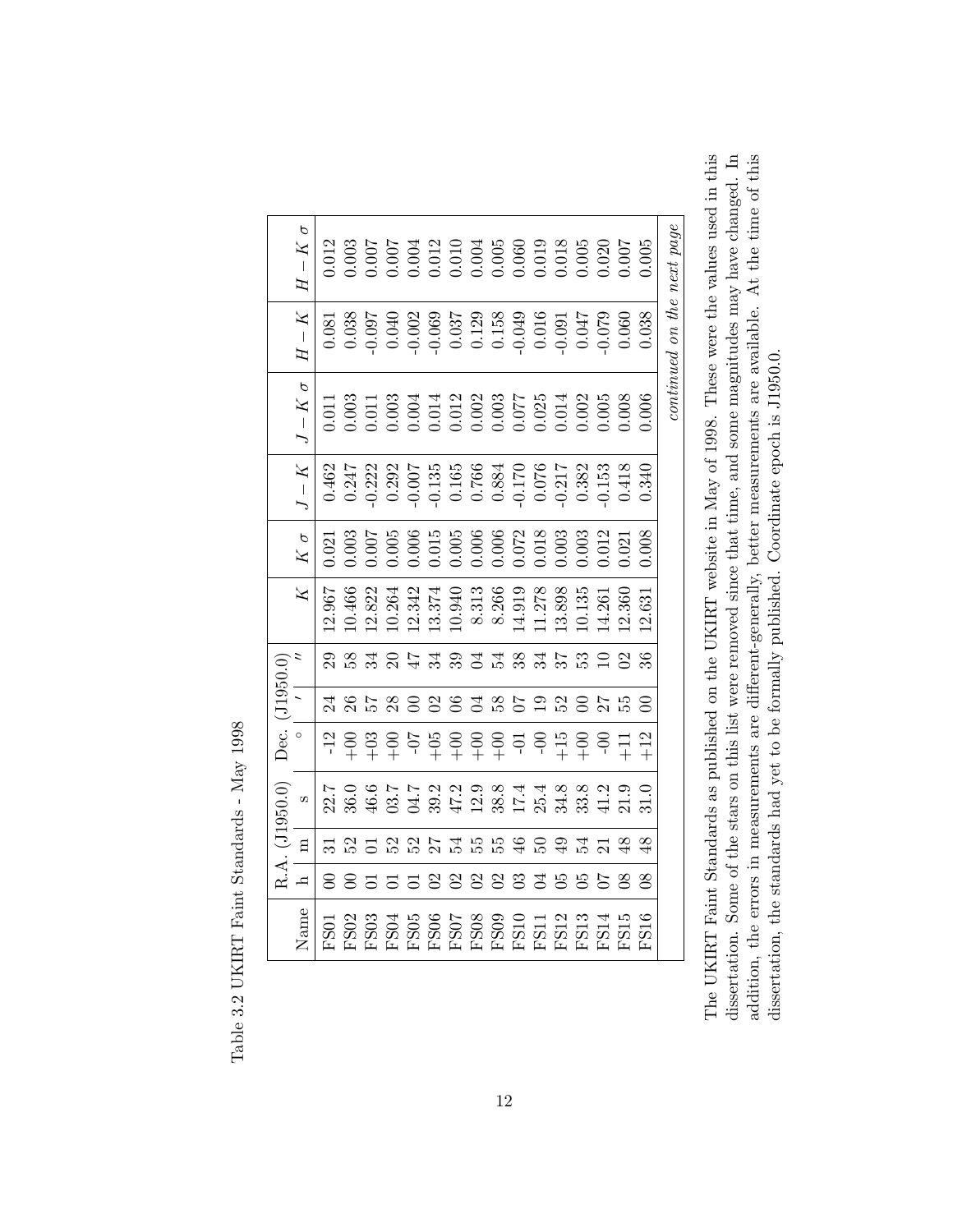Table 3.2 UKIRT Faint Standards - May 1998

| Name | R.A. (J1950.0) | | | Dec. (J1950.0) | | | $K$ | $K$ $\sigma$ | $J-K$ | $J-K$ $\sigma$ | $H-K$ | $H-K$ $\sigma$ |
|---|---|---|---|---|---|---|---|---|---|---|---|---|
| | h | m | s | ° | ′ | ″ | | | | | | |
| FS01 | 00 | 31 | 22.7 | -12 | 24 | 29 | 12.967 | 0.021 | 0.462 | 0.011 | 0.081 | 0.012 |
| FS02 | 00 | 52 | 36.0 | +00 | 26 | 58 | 10.466 | 0.003 | 0.247 | 0.003 | 0.038 | 0.003 |
| FS03 | 01 | 01 | 46.6 | +03 | 57 | 34 | 12.822 | 0.007 | -0.222 | 0.011 | -0.097 | 0.007 |
| FS04 | 01 | 52 | 03.7 | +00 | 28 | 20 | 10.264 | 0.005 | 0.292 | 0.003 | 0.040 | 0.007 |
| FS05 | 01 | 52 | 04.7 | -07 | 00 | 47 | 12.342 | 0.006 | -0.007 | 0.004 | -0.002 | 0.004 |
| FS06 | 02 | 27 | 39.2 | +05 | 02 | 34 | 13.374 | 0.015 | -0.135 | 0.014 | -0.069 | 0.012 |
| FS07 | 02 | 54 | 47.2 | +00 | 06 | 39 | 10.940 | 0.005 | 0.165 | 0.012 | 0.037 | 0.010 |
| FS08 | 02 | 55 | 12.9 | +00 | 04 | 04 | 8.313 | 0.006 | 0.766 | 0.002 | 0.129 | 0.004 |
| FS09 | 02 | 55 | 38.8 | +00 | 58 | 54 | 8.266 | 0.006 | 0.884 | 0.003 | 0.158 | 0.005 |
| FS10 | 03 | 46 | 17.4 | -01 | 07 | 38 | 14.919 | 0.072 | -0.170 | 0.077 | -0.049 | 0.060 |
| FS11 | 04 | 50 | 25.4 | -00 | 19 | 34 | 11.278 | 0.018 | 0.076 | 0.025 | 0.016 | 0.019 |
| FS12 | 05 | 49 | 34.8 | +15 | 52 | 37 | 13.898 | 0.003 | -0.217 | 0.014 | -0.091 | 0.018 |
| FS13 | 05 | 54 | 33.8 | +00 | 00 | 53 | 10.135 | 0.003 | 0.382 | 0.002 | 0.047 | 0.005 |
| FS14 | 07 | 21 | 41.2 | -00 | 27 | 10 | 14.261 | 0.012 | -0.153 | 0.005 | -0.079 | 0.020 |
| FS15 | 08 | 48 | 21.9 | +11 | 55 | 02 | 12.360 | 0.021 | 0.418 | 0.008 | 0.060 | 0.007 |
| FS16 | 08 | 48 | 31.0 | +12 | 00 | 36 | 12.631 | 0.008 | 0.340 | 0.006 | 0.038 | 0.005 |

*continued on the next page*

The UKIRT Faint Standards as published on the UKIRT website in May of 1998. These were the values used in this dissertation. Some of the stars on this list were removed since that time, and some magnitudes may have changed. In addition, the errors in measurements are different-generally, better measurements are available. At the time of this dissertation, the standards had yet to be formally published. Coordinate epoch is J1950.0.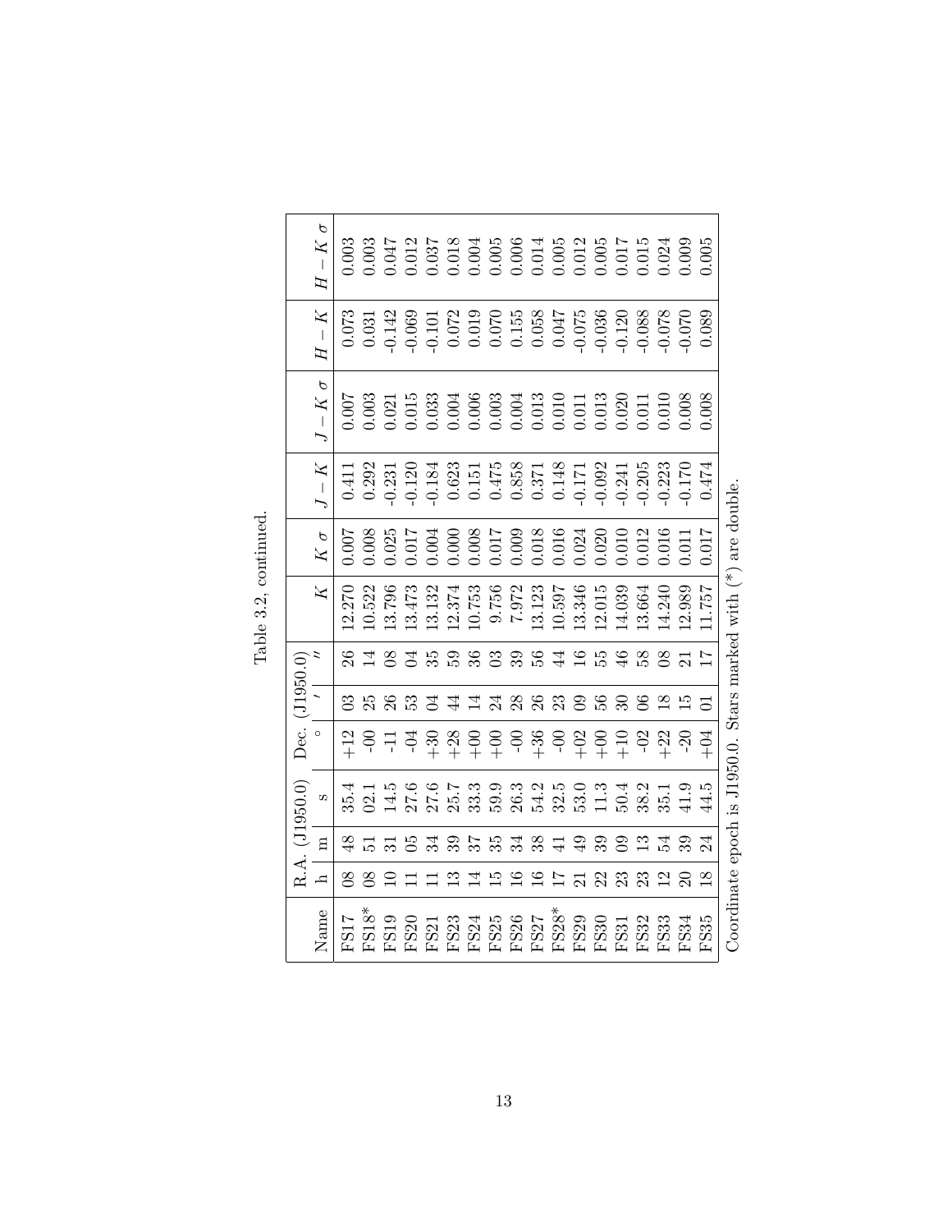Table 3.2, continued.

| Name | R.A. (J1950.0) | | | Dec. (J1950.0) | | | $K$ | $K\ \sigma$ | $J-K$ | $J-K\ \sigma$ | $H-K$ | $H-K\ \sigma$ |
|---|---|---|---|---|---|---|---|---|---|---|---|---|
| | h | m | s | ° | ′ | ″ | | | | | | |
| FS17 | 08 | 48 | 35.4 | +12 | 03 | 26 | 12.270 | 0.007 | 0.411 | 0.007 | 0.073 | 0.003 |
| FS18* | 08 | 51 | 02.1 | -00 | 25 | 14 | 10.522 | 0.008 | 0.292 | 0.003 | 0.031 | 0.003 |
| FS19 | 10 | 31 | 14.5 | -11 | 26 | 08 | 13.796 | 0.025 | -0.231 | 0.021 | -0.142 | 0.047 |
| FS20 | 11 | 05 | 27.6 | -04 | 53 | 04 | 13.473 | 0.017 | -0.120 | 0.015 | -0.069 | 0.012 |
| FS21 | 11 | 34 | 27.6 | +30 | 04 | 35 | 13.132 | 0.004 | -0.184 | 0.033 | -0.101 | 0.037 |
| FS23 | 13 | 39 | 25.7 | +28 | 44 | 59 | 12.374 | 0.000 | 0.623 | 0.004 | 0.072 | 0.018 |
| FS24 | 14 | 37 | 33.3 | +00 | 14 | 36 | 10.753 | 0.008 | 0.151 | 0.006 | 0.019 | 0.004 |
| FS25 | 15 | 35 | 59.9 | +00 | 24 | 03 | 9.756 | 0.017 | 0.475 | 0.003 | 0.070 | 0.005 |
| FS26 | 16 | 34 | 26.3 | -00 | 28 | 39 | 7.972 | 0.009 | 0.858 | 0.004 | 0.155 | 0.006 |
| FS27 | 16 | 38 | 54.2 | +36 | 26 | 56 | 13.123 | 0.018 | 0.371 | 0.013 | 0.058 | 0.014 |
| FS28* | 17 | 41 | 32.5 | -00 | 23 | 44 | 10.597 | 0.016 | 0.148 | 0.010 | 0.047 | 0.005 |
| FS29 | 21 | 49 | 53.0 | +02 | 09 | 16 | 13.346 | 0.024 | -0.171 | 0.011 | -0.075 | 0.012 |
| FS30 | 22 | 39 | 11.3 | +00 | 56 | 55 | 12.015 | 0.020 | -0.092 | 0.013 | -0.036 | 0.005 |
| FS31 | 23 | 09 | 50.4 | +10 | 30 | 46 | 14.039 | 0.010 | -0.241 | 0.020 | -0.120 | 0.017 |
| FS32 | 23 | 13 | 38.2 | -02 | 06 | 58 | 13.664 | 0.012 | -0.205 | 0.011 | -0.088 | 0.015 |
| FS33 | 12 | 54 | 35.1 | +22 | 18 | 08 | 14.240 | 0.016 | -0.223 | 0.010 | -0.078 | 0.024 |
| FS34 | 20 | 39 | 41.9 | -20 | 15 | 21 | 12.989 | 0.011 | -0.170 | 0.008 | -0.070 | 0.009 |
| FS35 | 18 | 24 | 44.5 | +04 | 01 | 17 | 11.757 | 0.017 | 0.474 | 0.008 | 0.089 | 0.005 |

Coordinate epoch is J1950.0. Stars marked with (*) are double.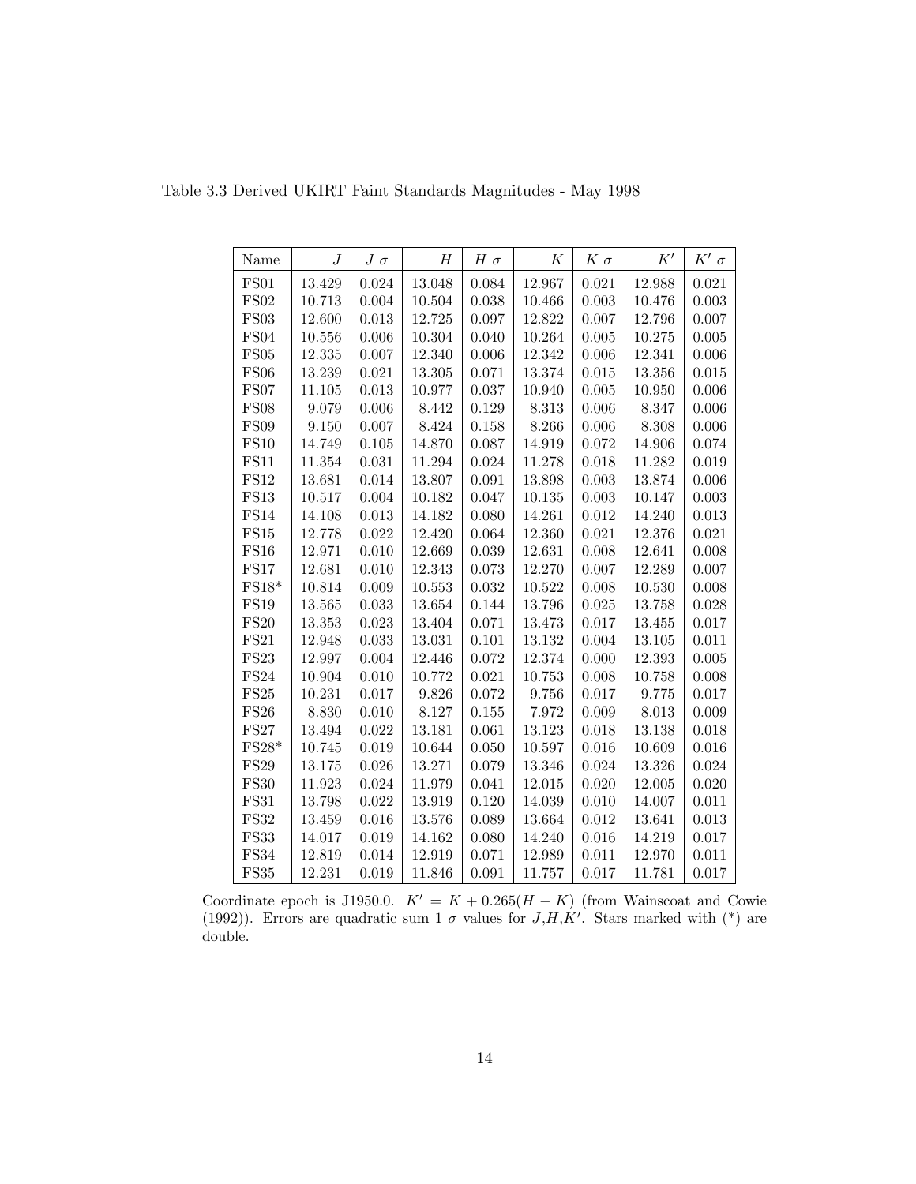Table 3.3 Derived UKIRT Faint Standards Magnitudes - May 1998

| Name | $J$ | $J\ \sigma$ | $H$ | $H\ \sigma$ | $K$ | $K\ \sigma$ | $K'$ | $K'\ \sigma$ |
|---|---|---|---|---|---|---|---|---|
| FS01 | 13.429 | 0.024 | 13.048 | 0.084 | 12.967 | 0.021 | 12.988 | 0.021 |
| FS02 | 10.713 | 0.004 | 10.504 | 0.038 | 10.466 | 0.003 | 10.476 | 0.003 |
| FS03 | 12.600 | 0.013 | 12.725 | 0.097 | 12.822 | 0.007 | 12.796 | 0.007 |
| FS04 | 10.556 | 0.006 | 10.304 | 0.040 | 10.264 | 0.005 | 10.275 | 0.005 |
| FS05 | 12.335 | 0.007 | 12.340 | 0.006 | 12.342 | 0.006 | 12.341 | 0.006 |
| FS06 | 13.239 | 0.021 | 13.305 | 0.071 | 13.374 | 0.015 | 13.356 | 0.015 |
| FS07 | 11.105 | 0.013 | 10.977 | 0.037 | 10.940 | 0.005 | 10.950 | 0.006 |
| FS08 | 9.079 | 0.006 | 8.442 | 0.129 | 8.313 | 0.006 | 8.347 | 0.006 |
| FS09 | 9.150 | 0.007 | 8.424 | 0.158 | 8.266 | 0.006 | 8.308 | 0.006 |
| FS10 | 14.749 | 0.105 | 14.870 | 0.087 | 14.919 | 0.072 | 14.906 | 0.074 |
| FS11 | 11.354 | 0.031 | 11.294 | 0.024 | 11.278 | 0.018 | 11.282 | 0.019 |
| FS12 | 13.681 | 0.014 | 13.807 | 0.091 | 13.898 | 0.003 | 13.874 | 0.006 |
| FS13 | 10.517 | 0.004 | 10.182 | 0.047 | 10.135 | 0.003 | 10.147 | 0.003 |
| FS14 | 14.108 | 0.013 | 14.182 | 0.080 | 14.261 | 0.012 | 14.240 | 0.013 |
| FS15 | 12.778 | 0.022 | 12.420 | 0.064 | 12.360 | 0.021 | 12.376 | 0.021 |
| FS16 | 12.971 | 0.010 | 12.669 | 0.039 | 12.631 | 0.008 | 12.641 | 0.008 |
| FS17 | 12.681 | 0.010 | 12.343 | 0.073 | 12.270 | 0.007 | 12.289 | 0.007 |
| FS18* | 10.814 | 0.009 | 10.553 | 0.032 | 10.522 | 0.008 | 10.530 | 0.008 |
| FS19 | 13.565 | 0.033 | 13.654 | 0.144 | 13.796 | 0.025 | 13.758 | 0.028 |
| FS20 | 13.353 | 0.023 | 13.404 | 0.071 | 13.473 | 0.017 | 13.455 | 0.017 |
| FS21 | 12.948 | 0.033 | 13.031 | 0.101 | 13.132 | 0.004 | 13.105 | 0.011 |
| FS23 | 12.997 | 0.004 | 12.446 | 0.072 | 12.374 | 0.000 | 12.393 | 0.005 |
| FS24 | 10.904 | 0.010 | 10.772 | 0.021 | 10.753 | 0.008 | 10.758 | 0.008 |
| FS25 | 10.231 | 0.017 | 9.826 | 0.072 | 9.756 | 0.017 | 9.775 | 0.017 |
| FS26 | 8.830 | 0.010 | 8.127 | 0.155 | 7.972 | 0.009 | 8.013 | 0.009 |
| FS27 | 13.494 | 0.022 | 13.181 | 0.061 | 13.123 | 0.018 | 13.138 | 0.018 |
| FS28* | 10.745 | 0.019 | 10.644 | 0.050 | 10.597 | 0.016 | 10.609 | 0.016 |
| FS29 | 13.175 | 0.026 | 13.271 | 0.079 | 13.346 | 0.024 | 13.326 | 0.024 |
| FS30 | 11.923 | 0.024 | 11.979 | 0.041 | 12.015 | 0.020 | 12.005 | 0.020 |
| FS31 | 13.798 | 0.022 | 13.919 | 0.120 | 14.039 | 0.010 | 14.007 | 0.011 |
| FS32 | 13.459 | 0.016 | 13.576 | 0.089 | 13.664 | 0.012 | 13.641 | 0.013 |
| FS33 | 14.017 | 0.019 | 14.162 | 0.080 | 14.240 | 0.016 | 14.219 | 0.017 |
| FS34 | 12.819 | 0.014 | 12.919 | 0.071 | 12.989 | 0.011 | 12.970 | 0.011 |
| FS35 | 12.231 | 0.019 | 11.846 | 0.091 | 11.757 | 0.017 | 11.781 | 0.017 |

Coordinate epoch is J1950.0. $K' = K + 0.265(H - K)$ (from Wainscoat and Cowie (1992)). Errors are quadratic sum 1 $\sigma$ values for $J$,$H$,$K'$. Stars marked with (*) are double.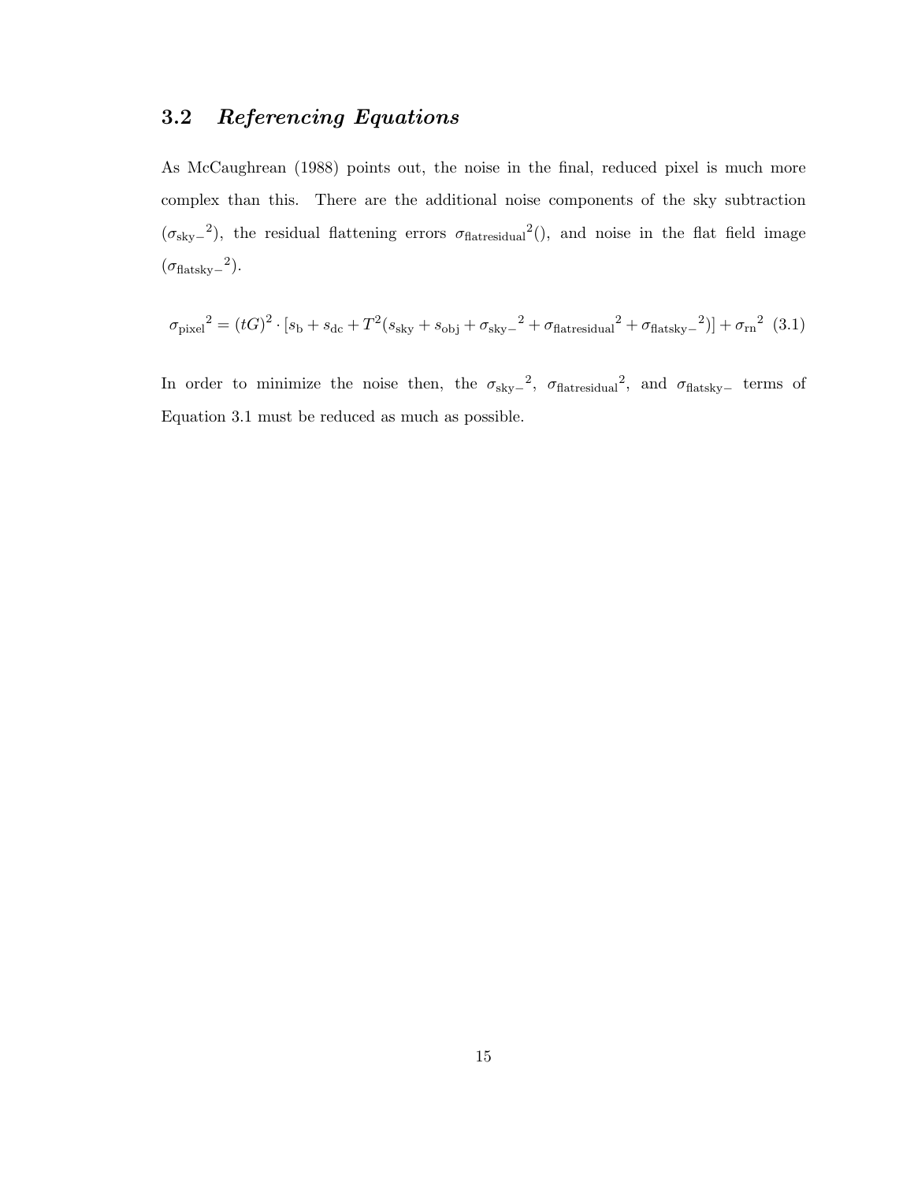## 3.2 *Referencing Equations*

As McCaughrean (1988) points out, the noise in the final, reduced pixel is much more complex than this. There are the additional noise components of the sky subtraction ($\sigma_{\mathrm{sky-}}{}^2$), the residual flattening errors $\sigma_{\mathrm{flatresidual}}{}^2()$, and noise in the flat field image ($\sigma_{\mathrm{flatsky-}}{}^2$).

$$\sigma_{\mathrm{pixel}}{}^2 = (tG)^2 \cdot [s_{\mathrm{b}} + s_{\mathrm{dc}} + T^2(s_{\mathrm{sky}} + s_{\mathrm{obj}} + \sigma_{\mathrm{sky-}}{}^2 + \sigma_{\mathrm{flatresidual}}{}^2 + \sigma_{\mathrm{flatsky-}}{}^2)] + \sigma_{\mathrm{rn}}{}^2 \quad (3.1)$$

In order to minimize the noise then, the $\sigma_{\mathrm{sky-}}{}^2$, $\sigma_{\mathrm{flatresidual}}{}^2$, and $\sigma_{\mathrm{flatsky-}}$ terms of Equation 3.1 must be reduced as much as possible.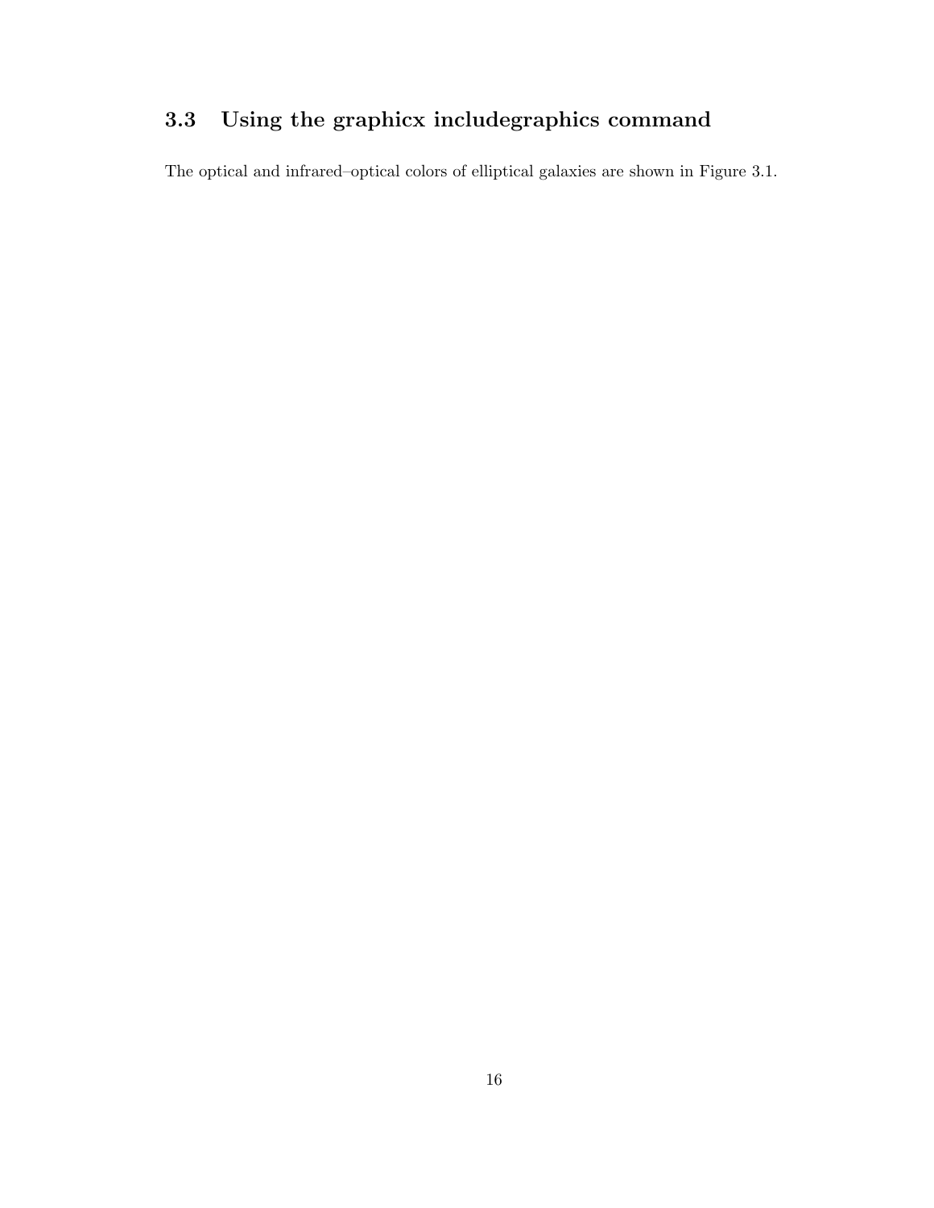## 3.3 Using the graphicx includegraphics command

The optical and infrared–optical colors of elliptical galaxies are shown in Figure 3.1.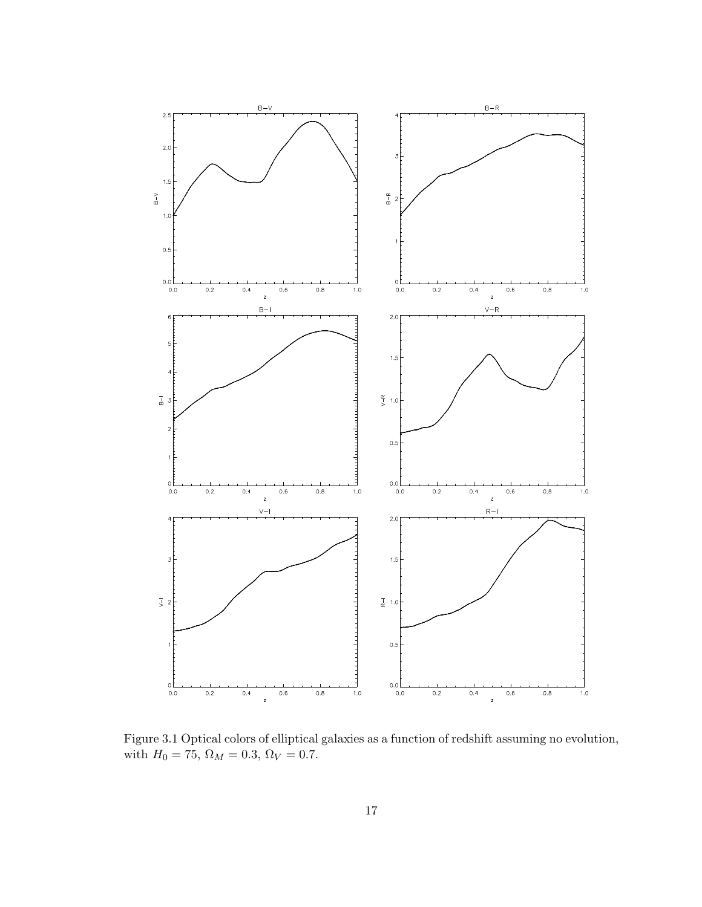Figure 3.1 Optical colors of elliptical galaxies as a function of redshift assuming no evolution, with $H_0 = 75$, $\Omega_M = 0.3$, $\Omega_V = 0.7$.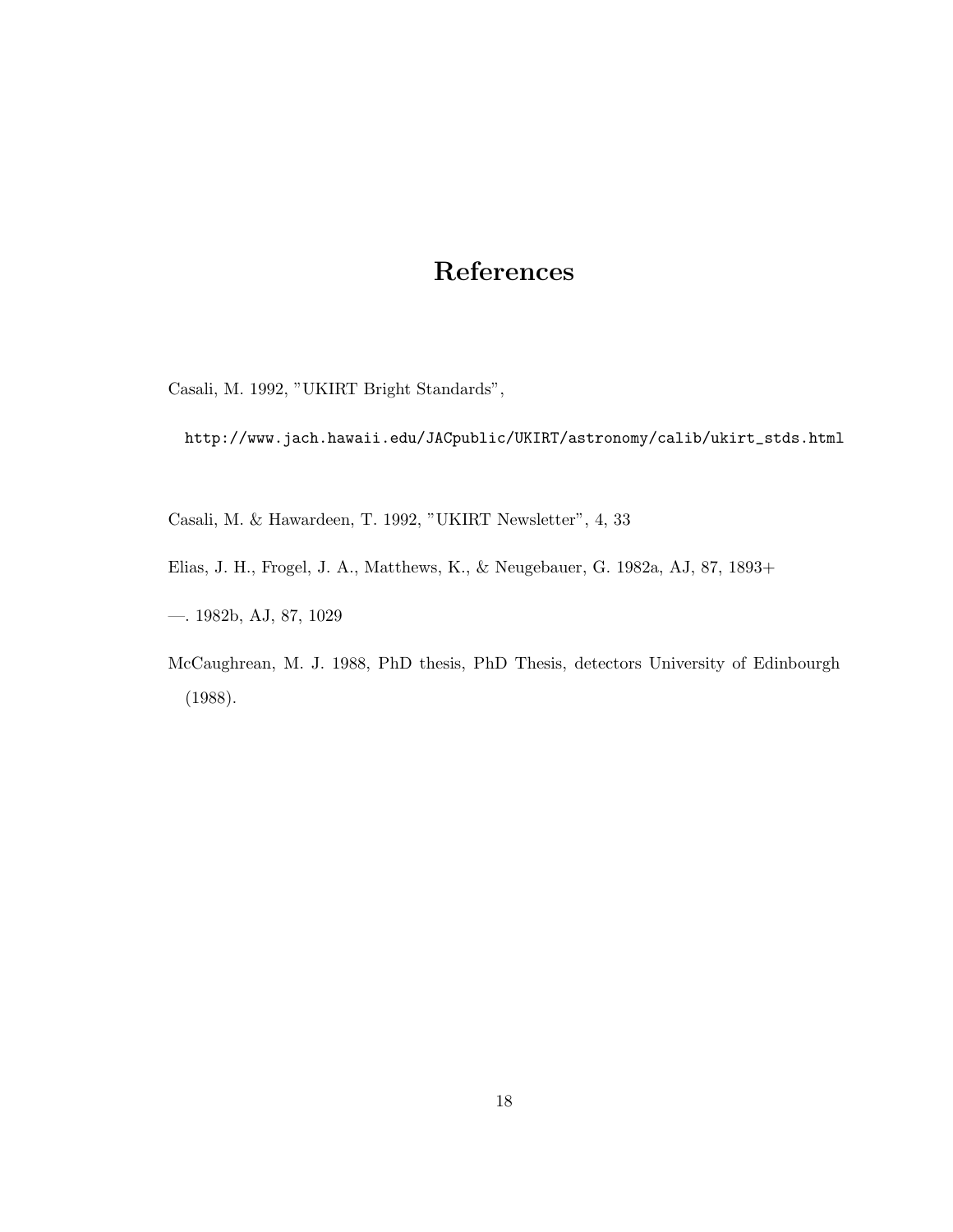# References

Casali, M. 1992, "UKIRT Bright Standards",

`http://www.jach.hawaii.edu/JACpublic/UKIRT/astronomy/calib/ukirt_stds.html`

Casali, M. & Hawardeen, T. 1992, "UKIRT Newsletter", 4, 33

Elias, J. H., Frogel, J. A., Matthews, K., & Neugebauer, G. 1982a, AJ, 87, 1893+

—. 1982b, AJ, 87, 1029

McCaughrean, M. J. 1988, PhD thesis, PhD Thesis, detectors University of Edinbourgh (1988).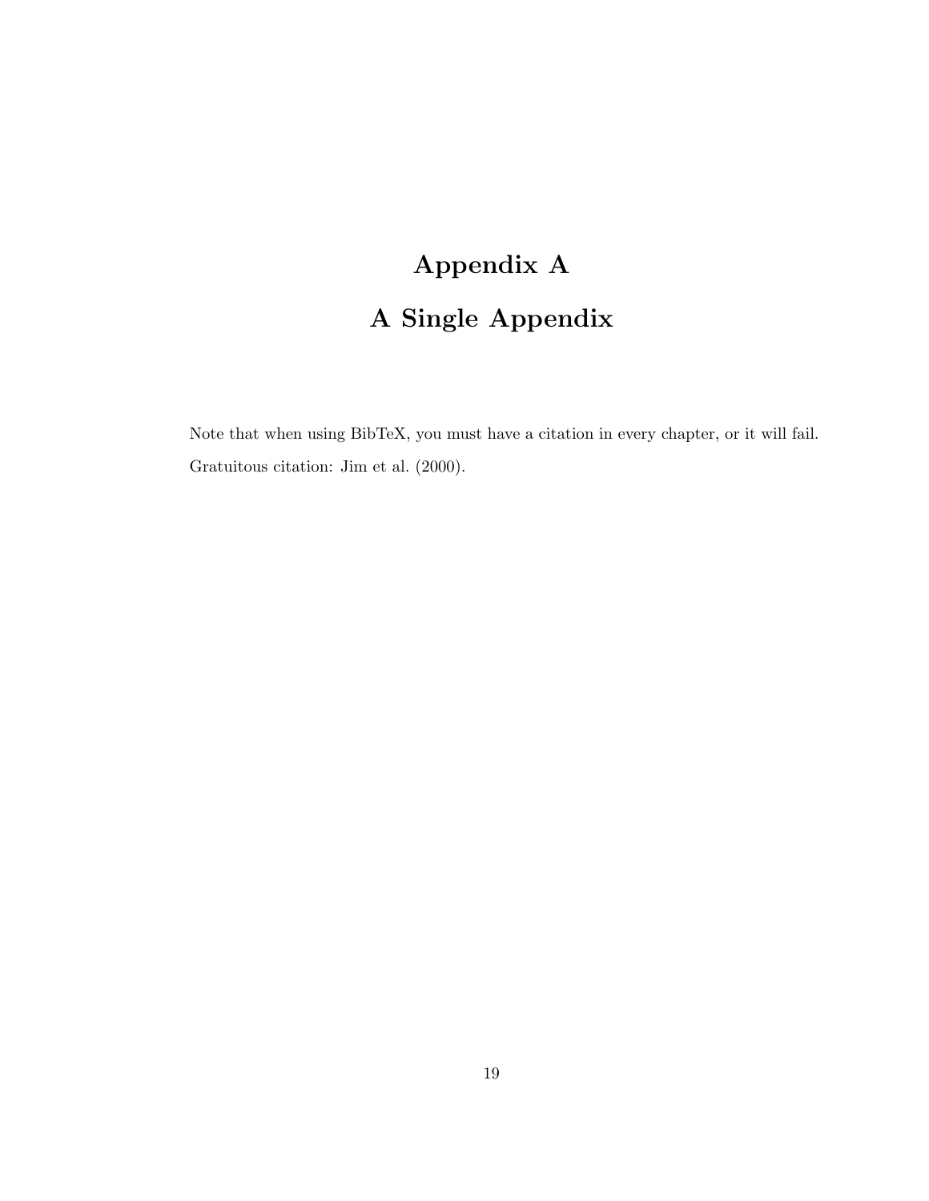# Appendix A

# A Single Appendix

Note that when using BibTeX, you must have a citation in every chapter, or it will fail. Gratuitous citation: Jim et al. (2000).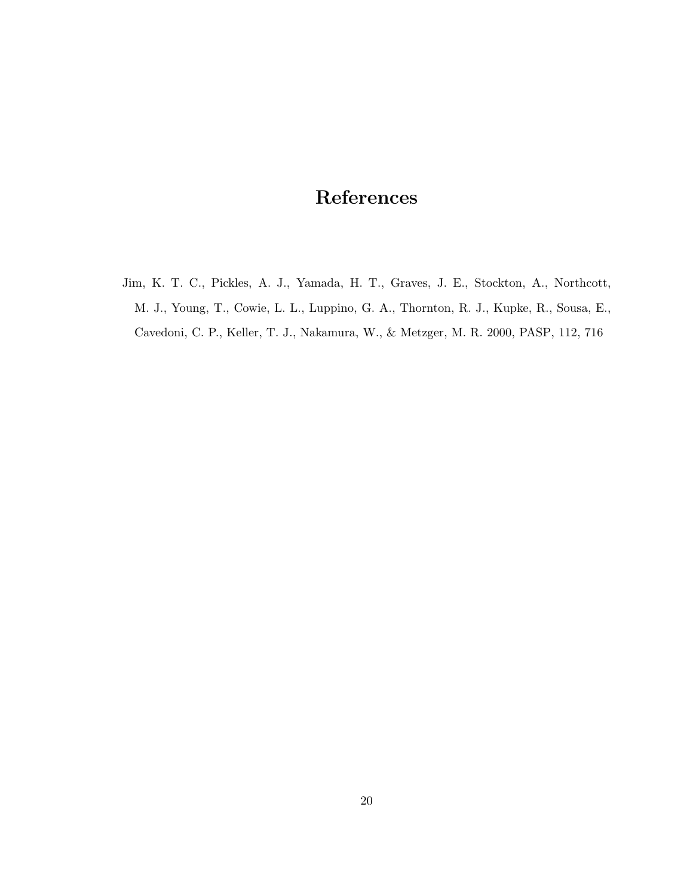# References

Jim, K. T. C., Pickles, A. J., Yamada, H. T., Graves, J. E., Stockton, A., Northcott, M. J., Young, T., Cowie, L. L., Luppino, G. A., Thornton, R. J., Kupke, R., Sousa, E., Cavedoni, C. P., Keller, T. J., Nakamura, W., & Metzger, M. R. 2000, PASP, 112, 716